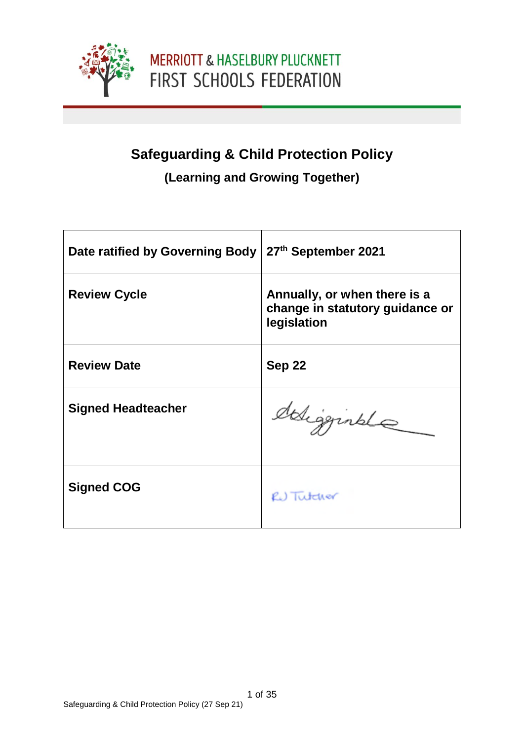MERRIOTT & HASELBURY PLUCKNETT
FIRST SCHOOLS FEDERATION

# Safeguarding & Child Protection Policy

## (Learning and Growing Together)

| | |
|---|---|
| **Date ratified by Governing Body** | **27th September 2021** |
| **Review Cycle** | **Annually, or when there is a change in statutory guidance or legislation** |
| **Review Date** | **Sep 22** |
| **Signed Headteacher** | |
| **Signed COG** | RJ Tutcher |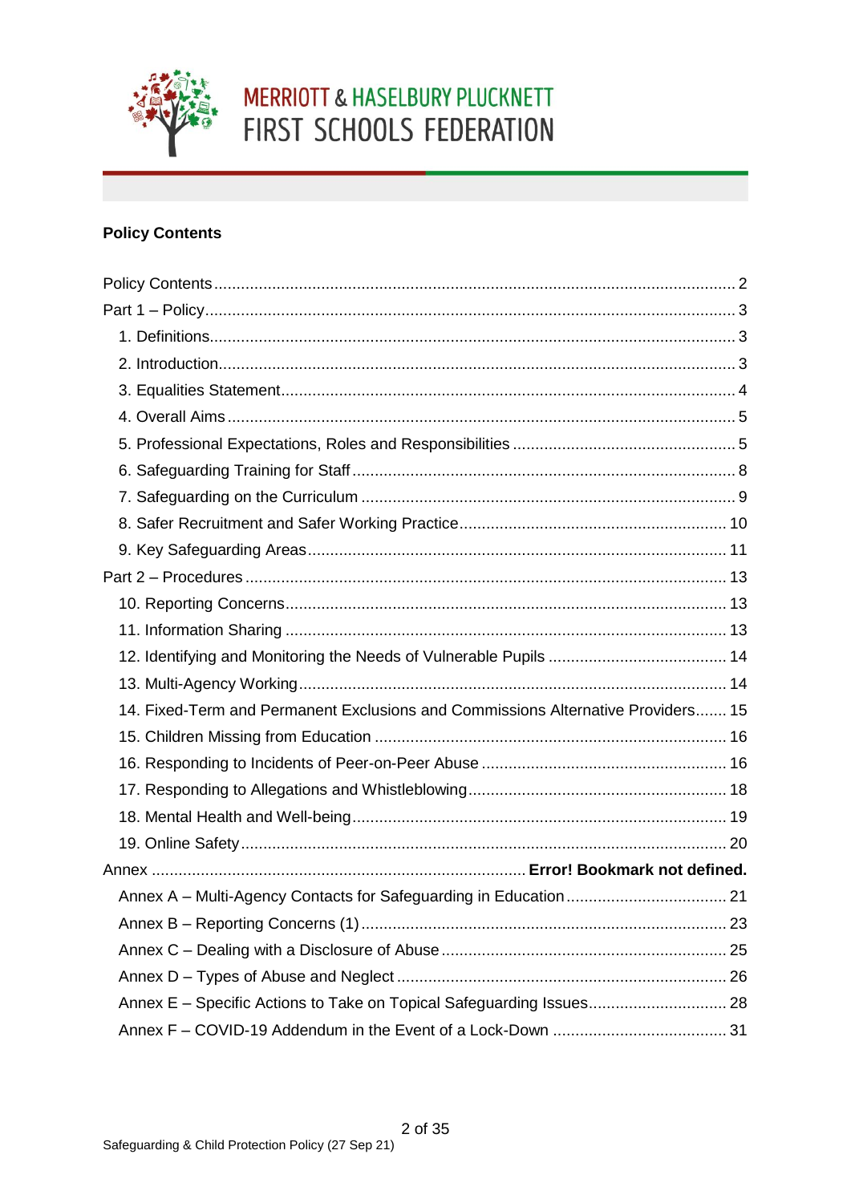MERRIOTT & HASELBURY PLUCKNETT
FIRST SCHOOLS FEDERATION

## Policy Contents

Policy Contents .......... 2
Part 1 – Policy .......... 3
- 1. Definitions .......... 3
- 2. Introduction .......... 3
- 3. Equalities Statement .......... 4
- 4. Overall Aims .......... 5
- 5. Professional Expectations, Roles and Responsibilities .......... 5
- 6. Safeguarding Training for Staff .......... 8
- 7. Safeguarding on the Curriculum .......... 9
- 8. Safer Recruitment and Safer Working Practice .......... 10
- 9. Key Safeguarding Areas .......... 11

Part 2 – Procedures .......... 13
- 10. Reporting Concerns .......... 13
- 11. Information Sharing .......... 13
- 12. Identifying and Monitoring the Needs of Vulnerable Pupils .......... 14
- 13. Multi-Agency Working .......... 14
- 14. Fixed-Term and Permanent Exclusions and Commissions Alternative Providers .......... 15
- 15. Children Missing from Education .......... 16
- 16. Responding to Incidents of Peer-on-Peer Abuse .......... 16
- 17. Responding to Allegations and Whistleblowing .......... 18
- 18. Mental Health and Well-being .......... 19
- 19. Online Safety .......... 20

Annex .......... **Error! Bookmark not defined.**
- Annex A – Multi-Agency Contacts for Safeguarding in Education .......... 21
- Annex B – Reporting Concerns (1) .......... 23
- Annex C – Dealing with a Disclosure of Abuse .......... 25
- Annex D – Types of Abuse and Neglect .......... 26
- Annex E – Specific Actions to Take on Topical Safeguarding Issues .......... 28
- Annex F – COVID-19 Addendum in the Event of a Lock-Down .......... 31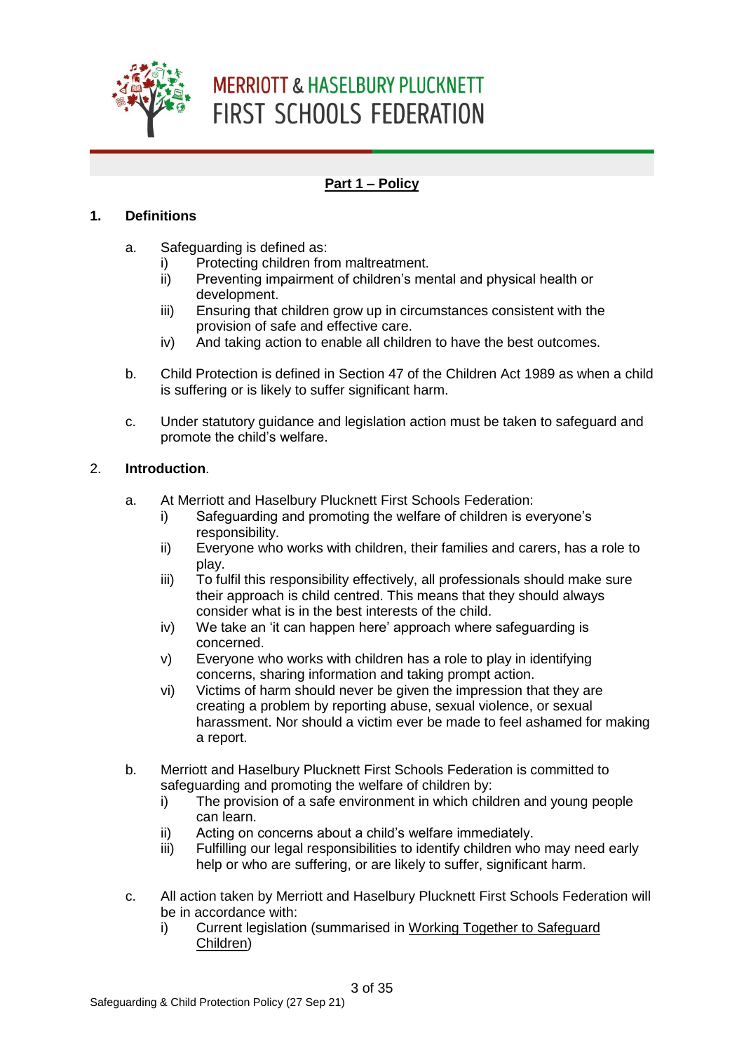## Part 1 – Policy

### 1. Definitions

a. Safeguarding is defined as:
   - i) Protecting children from maltreatment.
   - ii) Preventing impairment of children's mental and physical health or development.
   - iii) Ensuring that children grow up in circumstances consistent with the provision of safe and effective care.
   - iv) And taking action to enable all children to have the best outcomes.

b. Child Protection is defined in Section 47 of the Children Act 1989 as when a child is suffering or is likely to suffer significant harm.

c. Under statutory guidance and legislation action must be taken to safeguard and promote the child's welfare.

### 2. Introduction.

a. At Merriott and Haselbury Plucknett First Schools Federation:
   - i) Safeguarding and promoting the welfare of children is everyone's responsibility.
   - ii) Everyone who works with children, their families and carers, has a role to play.
   - iii) To fulfil this responsibility effectively, all professionals should make sure their approach is child centred. This means that they should always consider what is in the best interests of the child.
   - iv) We take an 'it can happen here' approach where safeguarding is concerned.
   - v) Everyone who works with children has a role to play in identifying concerns, sharing information and taking prompt action.
   - vi) Victims of harm should never be given the impression that they are creating a problem by reporting abuse, sexual violence, or sexual harassment. Nor should a victim ever be made to feel ashamed for making a report.

b. Merriott and Haselbury Plucknett First Schools Federation is committed to safeguarding and promoting the welfare of children by:
   - i) The provision of a safe environment in which children and young people can learn.
   - ii) Acting on concerns about a child's welfare immediately.
   - iii) Fulfilling our legal responsibilities to identify children who may need early help or who are suffering, or are likely to suffer, significant harm.

c. All action taken by Merriott and Haselbury Plucknett First Schools Federation will be in accordance with:
   - i) Current legislation (summarised in Working Together to Safeguard Children)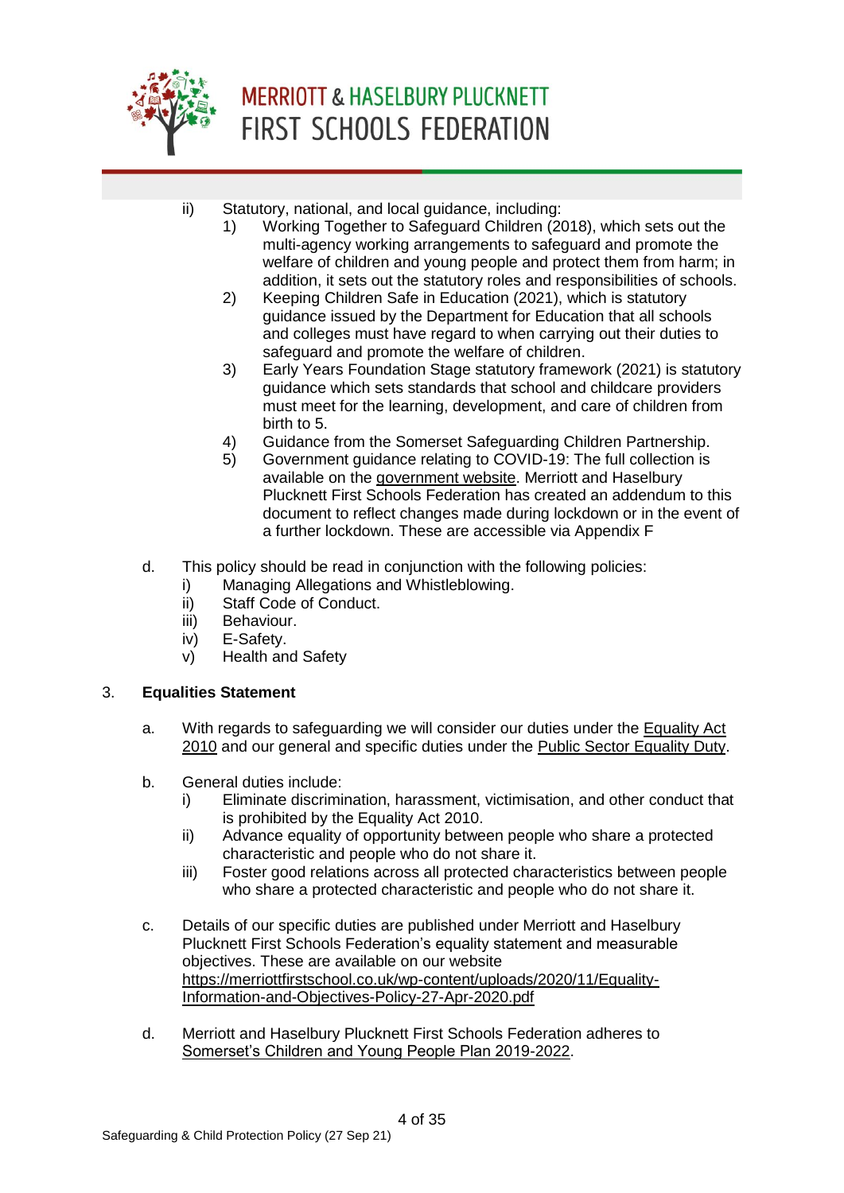ii) Statutory, national, and local guidance, including:
   1) Working Together to Safeguard Children (2018), which sets out the multi-agency working arrangements to safeguard and promote the welfare of children and young people and protect them from harm; in addition, it sets out the statutory roles and responsibilities of schools.
   2) Keeping Children Safe in Education (2021), which is statutory guidance issued by the Department for Education that all schools and colleges must have regard to when carrying out their duties to safeguard and promote the welfare of children.
   3) Early Years Foundation Stage statutory framework (2021) is statutory guidance which sets standards that school and childcare providers must meet for the learning, development, and care of children from birth to 5.
   4) Guidance from the Somerset Safeguarding Children Partnership.
   5) Government guidance relating to COVID-19: The full collection is available on the government website. Merriott and Haselbury Plucknett First Schools Federation has created an addendum to this document to reflect changes made during lockdown or in the event of a further lockdown. These are accessible via Appendix F

d. This policy should be read in conjunction with the following policies:
   i) Managing Allegations and Whistleblowing.
   ii) Staff Code of Conduct.
   iii) Behaviour.
   iv) E-Safety.
   v) Health and Safety

3. **Equalities Statement**

a. With regards to safeguarding we will consider our duties under the Equality Act 2010 and our general and specific duties under the Public Sector Equality Duty.

b. General duties include:
   i) Eliminate discrimination, harassment, victimisation, and other conduct that is prohibited by the Equality Act 2010.
   ii) Advance equality of opportunity between people who share a protected characteristic and people who do not share it.
   iii) Foster good relations across all protected characteristics between people who share a protected characteristic and people who do not share it.

c. Details of our specific duties are published under Merriott and Haselbury Plucknett First Schools Federation's equality statement and measurable objectives. These are available on our website https://merriottfirstschool.co.uk/wp-content/uploads/2020/11/Equality-Information-and-Objectives-Policy-27-Apr-2020.pdf

d. Merriott and Haselbury Plucknett First Schools Federation adheres to Somerset's Children and Young People Plan 2019-2022.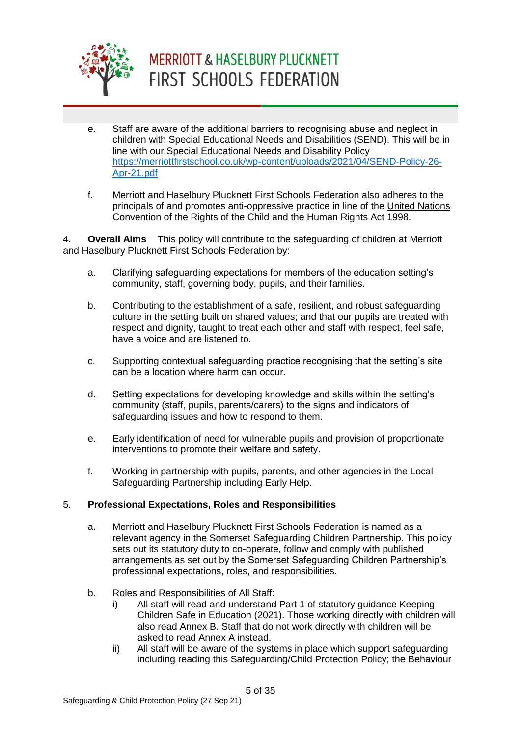e. Staff are aware of the additional barriers to recognising abuse and neglect in children with Special Educational Needs and Disabilities (SEND). This will be in line with our Special Educational Needs and Disability Policy [https://merriottfirstschool.co.uk/wp-content/uploads/2021/04/SEND-Policy-26-Apr-21.pdf](https://merriottfirstschool.co.uk/wp-content/uploads/2021/04/SEND-Policy-26-Apr-21.pdf)

f. Merriott and Haselbury Plucknett First Schools Federation also adheres to the principals of and promotes anti-oppressive practice in line of the United Nations Convention of the Rights of the Child and the Human Rights Act 1998.

4. **Overall Aims** This policy will contribute to the safeguarding of children at Merriott and Haselbury Plucknett First Schools Federation by:

a. Clarifying safeguarding expectations for members of the education setting's community, staff, governing body, pupils, and their families.

b. Contributing to the establishment of a safe, resilient, and robust safeguarding culture in the setting built on shared values; and that our pupils are treated with respect and dignity, taught to treat each other and staff with respect, feel safe, have a voice and are listened to.

c. Supporting contextual safeguarding practice recognising that the setting's site can be a location where harm can occur.

d. Setting expectations for developing knowledge and skills within the setting's community (staff, pupils, parents/carers) to the signs and indicators of safeguarding issues and how to respond to them.

e. Early identification of need for vulnerable pupils and provision of proportionate interventions to promote their welfare and safety.

f. Working in partnership with pupils, parents, and other agencies in the Local Safeguarding Partnership including Early Help.

5. **Professional Expectations, Roles and Responsibilities**

a. Merriott and Haselbury Plucknett First Schools Federation is named as a relevant agency in the Somerset Safeguarding Children Partnership. This policy sets out its statutory duty to co-operate, follow and comply with published arrangements as set out by the Somerset Safeguarding Children Partnership's professional expectations, roles, and responsibilities.

b. Roles and Responsibilities of All Staff:

i) All staff will read and understand Part 1 of statutory guidance Keeping Children Safe in Education (2021). Those working directly with children will also read Annex B. Staff that do not work directly with children will be asked to read Annex A instead.

ii) All staff will be aware of the systems in place which support safeguarding including reading this Safeguarding/Child Protection Policy; the Behaviour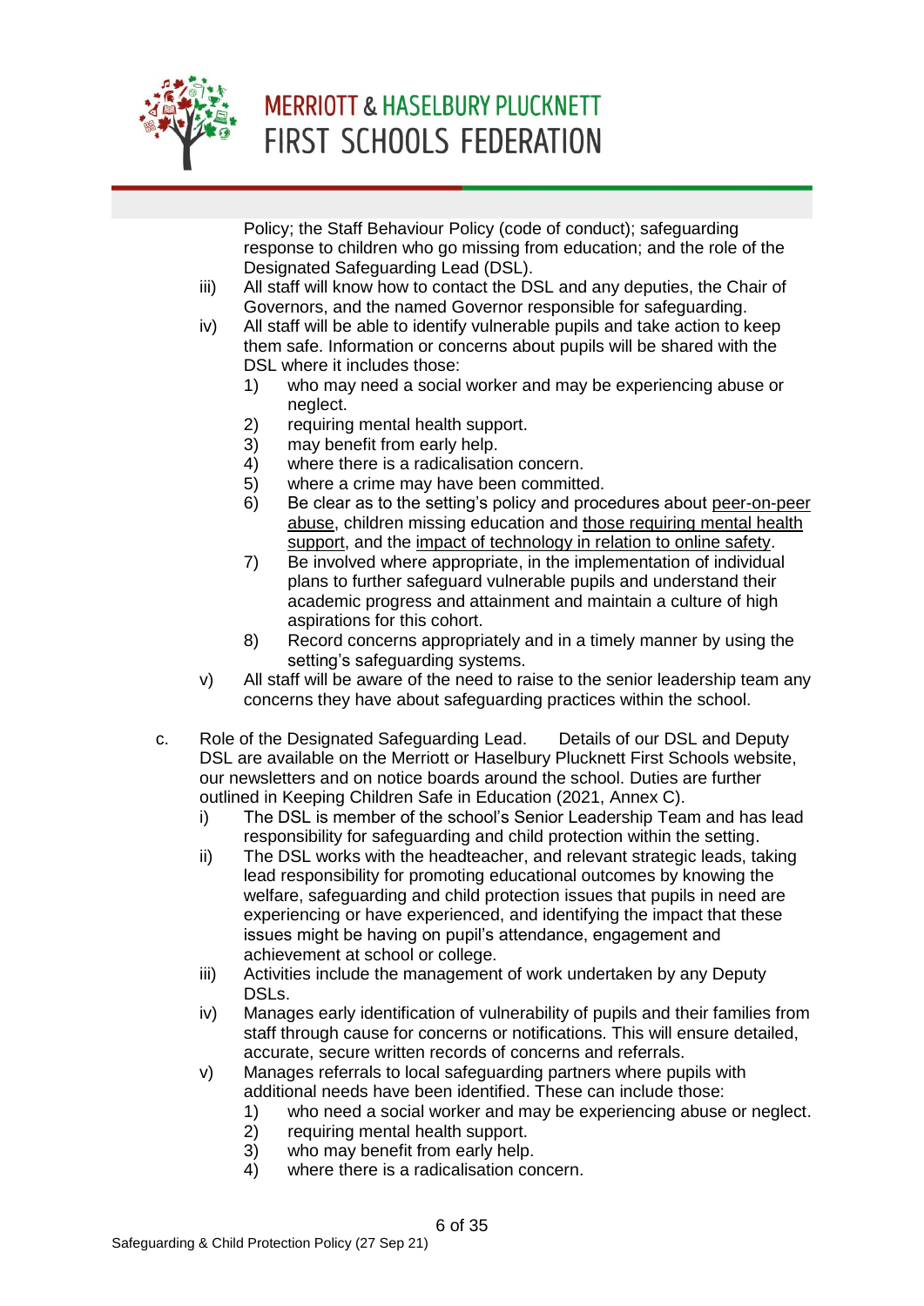Policy; the Staff Behaviour Policy (code of conduct); safeguarding response to children who go missing from education; and the role of the Designated Safeguarding Lead (DSL).

iii) All staff will know how to contact the DSL and any deputies, the Chair of Governors, and the named Governor responsible for safeguarding.

iv) All staff will be able to identify vulnerable pupils and take action to keep them safe. Information or concerns about pupils will be shared with the DSL where it includes those:
   1) who may need a social worker and may be experiencing abuse or neglect.
   2) requiring mental health support.
   3) may benefit from early help.
   4) where there is a radicalisation concern.
   5) where a crime may have been committed.
   6) Be clear as to the setting's policy and procedures about peer-on-peer abuse, children missing education and those requiring mental health support, and the impact of technology in relation to online safety.
   7) Be involved where appropriate, in the implementation of individual plans to further safeguard vulnerable pupils and understand their academic progress and attainment and maintain a culture of high aspirations for this cohort.
   8) Record concerns appropriately and in a timely manner by using the setting's safeguarding systems.

v) All staff will be aware of the need to raise to the senior leadership team any concerns they have about safeguarding practices within the school.

c. Role of the Designated Safeguarding Lead. Details of our DSL and Deputy DSL are available on the Merriott or Haselbury Plucknett First Schools website, our newsletters and on notice boards around the school. Duties are further outlined in Keeping Children Safe in Education (2021, Annex C).

i) The DSL is member of the school's Senior Leadership Team and has lead responsibility for safeguarding and child protection within the setting.

ii) The DSL works with the headteacher, and relevant strategic leads, taking lead responsibility for promoting educational outcomes by knowing the welfare, safeguarding and child protection issues that pupils in need are experiencing or have experienced, and identifying the impact that these issues might be having on pupil's attendance, engagement and achievement at school or college.

iii) Activities include the management of work undertaken by any Deputy DSLs.

iv) Manages early identification of vulnerability of pupils and their families from staff through cause for concerns or notifications. This will ensure detailed, accurate, secure written records of concerns and referrals.

v) Manages referrals to local safeguarding partners where pupils with additional needs have been identified. These can include those:
   1) who need a social worker and may be experiencing abuse or neglect.
   2) requiring mental health support.
   3) who may benefit from early help.
   4) where there is a radicalisation concern.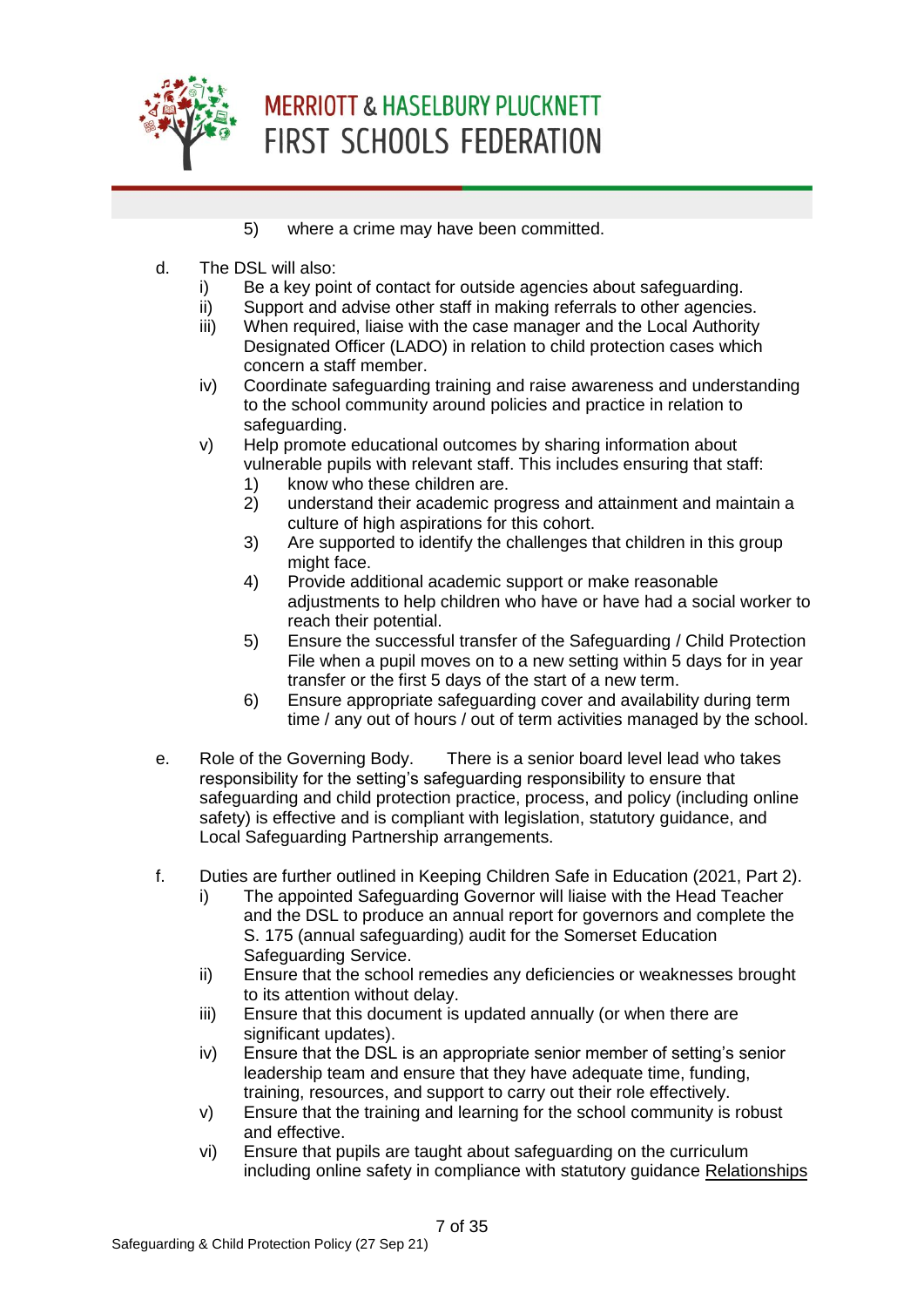5) where a crime may have been committed.

d. The DSL will also:

   i) Be a key point of contact for outside agencies about safeguarding.
   ii) Support and advise other staff in making referrals to other agencies.
   iii) When required, liaise with the case manager and the Local Authority Designated Officer (LADO) in relation to child protection cases which concern a staff member.
   iv) Coordinate safeguarding training and raise awareness and understanding to the school community around policies and practice in relation to safeguarding.
   v) Help promote educational outcomes by sharing information about vulnerable pupils with relevant staff. This includes ensuring that staff:
      1) know who these children are.
      2) understand their academic progress and attainment and maintain a culture of high aspirations for this cohort.
      3) Are supported to identify the challenges that children in this group might face.
      4) Provide additional academic support or make reasonable adjustments to help children who have or have had a social worker to reach their potential.
      5) Ensure the successful transfer of the Safeguarding / Child Protection File when a pupil moves on to a new setting within 5 days for in year transfer or the first 5 days of the start of a new term.
      6) Ensure appropriate safeguarding cover and availability during term time / any out of hours / out of term activities managed by the school.

e. Role of the Governing Body. There is a senior board level lead who takes responsibility for the setting's safeguarding responsibility to ensure that safeguarding and child protection practice, process, and policy (including online safety) is effective and is compliant with legislation, statutory guidance, and Local Safeguarding Partnership arrangements.

f. Duties are further outlined in Keeping Children Safe in Education (2021, Part 2).

   i) The appointed Safeguarding Governor will liaise with the Head Teacher and the DSL to produce an annual report for governors and complete the S. 175 (annual safeguarding) audit for the Somerset Education Safeguarding Service.
   ii) Ensure that the school remedies any deficiencies or weaknesses brought to its attention without delay.
   iii) Ensure that this document is updated annually (or when there are significant updates).
   iv) Ensure that the DSL is an appropriate senior member of setting's senior leadership team and ensure that they have adequate time, funding, training, resources, and support to carry out their role effectively.
   v) Ensure that the training and learning for the school community is robust and effective.
   vi) Ensure that pupils are taught about safeguarding on the curriculum including online safety in compliance with statutory guidance Relationships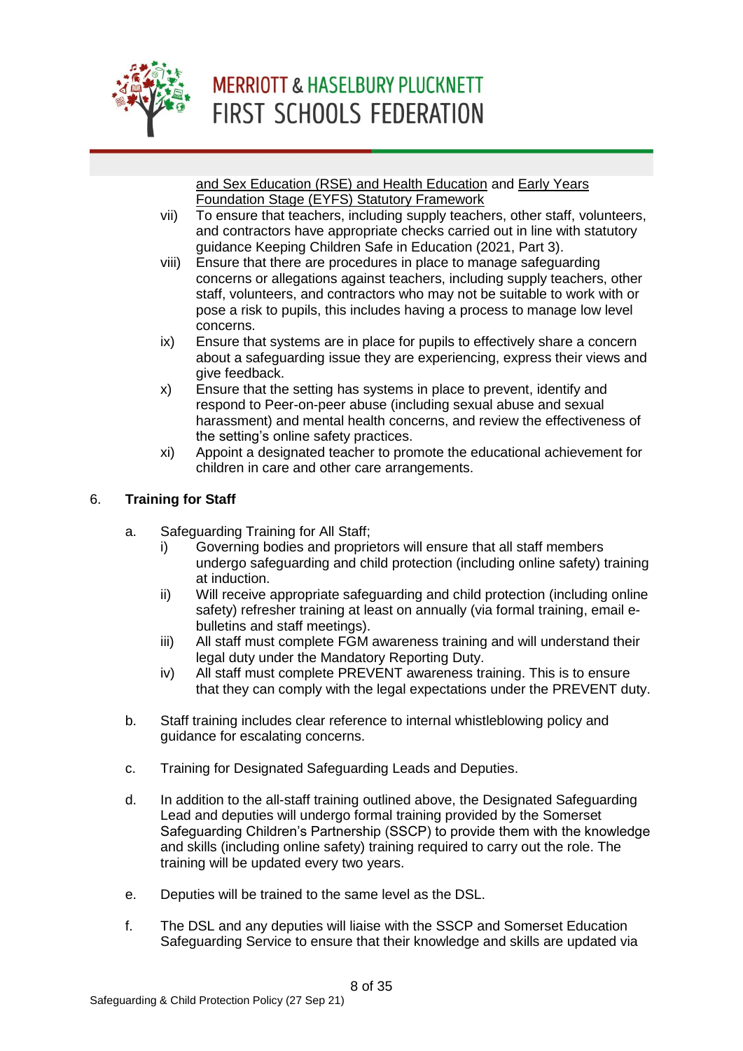and Sex Education (RSE) and Health Education and Early Years Foundation Stage (EYFS) Statutory Framework

vii) To ensure that teachers, including supply teachers, other staff, volunteers, and contractors have appropriate checks carried out in line with statutory guidance Keeping Children Safe in Education (2021, Part 3).

viii) Ensure that there are procedures in place to manage safeguarding concerns or allegations against teachers, including supply teachers, other staff, volunteers, and contractors who may not be suitable to work with or pose a risk to pupils, this includes having a process to manage low level concerns.

ix) Ensure that systems are in place for pupils to effectively share a concern about a safeguarding issue they are experiencing, express their views and give feedback.

x) Ensure that the setting has systems in place to prevent, identify and respond to Peer-on-peer abuse (including sexual abuse and sexual harassment) and mental health concerns, and review the effectiveness of the setting's online safety practices.

xi) Appoint a designated teacher to promote the educational achievement for children in care and other care arrangements.

## 6. Training for Staff

a. Safeguarding Training for All Staff;

i) Governing bodies and proprietors will ensure that all staff members undergo safeguarding and child protection (including online safety) training at induction.

ii) Will receive appropriate safeguarding and child protection (including online safety) refresher training at least on annually (via formal training, email e-bulletins and staff meetings).

iii) All staff must complete FGM awareness training and will understand their legal duty under the Mandatory Reporting Duty.

iv) All staff must complete PREVENT awareness training. This is to ensure that they can comply with the legal expectations under the PREVENT duty.

b. Staff training includes clear reference to internal whistleblowing policy and guidance for escalating concerns.

c. Training for Designated Safeguarding Leads and Deputies.

d. In addition to the all-staff training outlined above, the Designated Safeguarding Lead and deputies will undergo formal training provided by the Somerset Safeguarding Children's Partnership (SSCP) to provide them with the knowledge and skills (including online safety) training required to carry out the role. The training will be updated every two years.

e. Deputies will be trained to the same level as the DSL.

f. The DSL and any deputies will liaise with the SSCP and Somerset Education Safeguarding Service to ensure that their knowledge and skills are updated via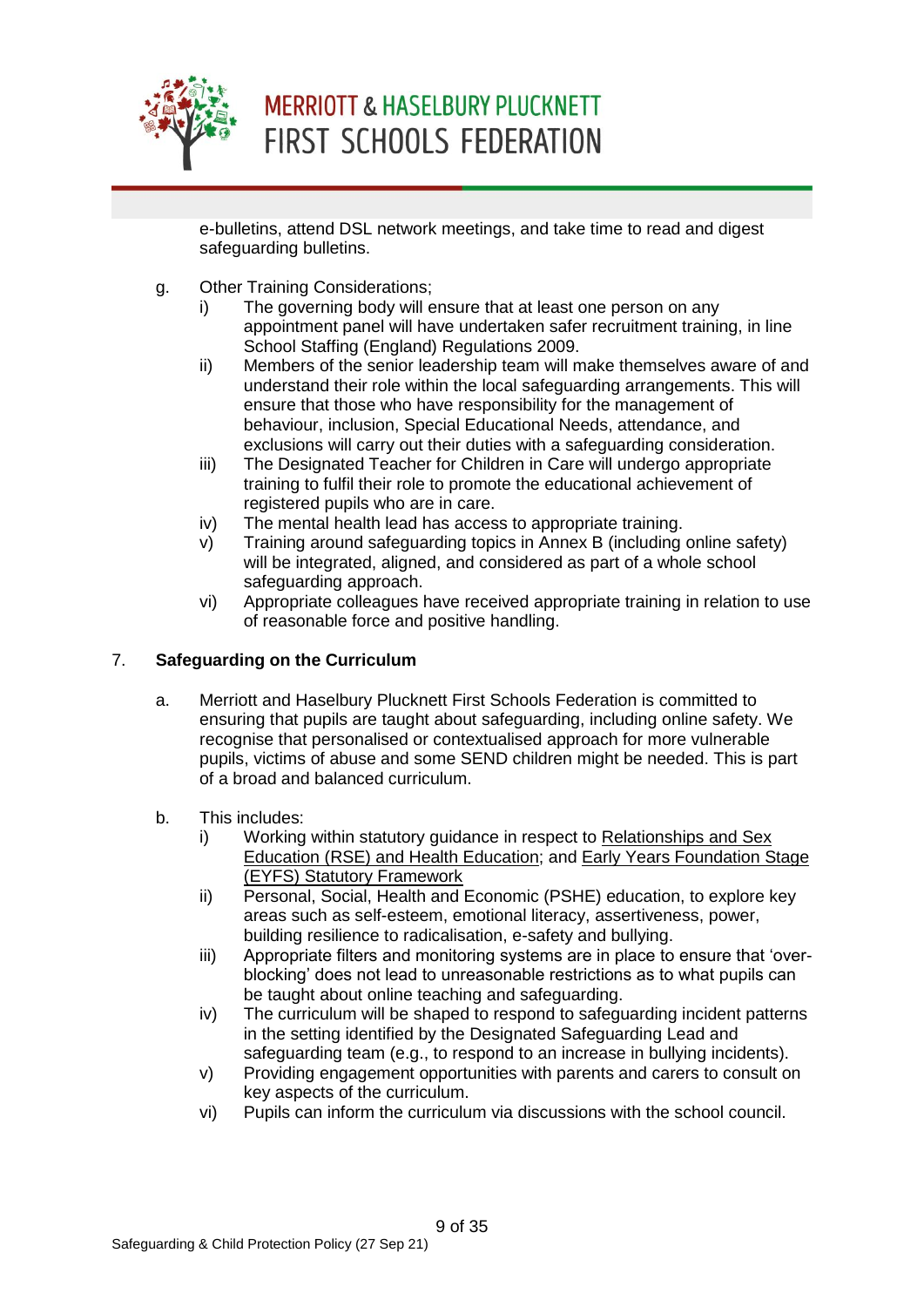e-bulletins, attend DSL network meetings, and take time to read and digest safeguarding bulletins.

g. Other Training Considerations;
   i) The governing body will ensure that at least one person on any appointment panel will have undertaken safer recruitment training, in line School Staffing (England) Regulations 2009.
   ii) Members of the senior leadership team will make themselves aware of and understand their role within the local safeguarding arrangements. This will ensure that those who have responsibility for the management of behaviour, inclusion, Special Educational Needs, attendance, and exclusions will carry out their duties with a safeguarding consideration.
   iii) The Designated Teacher for Children in Care will undergo appropriate training to fulfil their role to promote the educational achievement of registered pupils who are in care.
   iv) The mental health lead has access to appropriate training.
   v) Training around safeguarding topics in Annex B (including online safety) will be integrated, aligned, and considered as part of a whole school safeguarding approach.
   vi) Appropriate colleagues have received appropriate training in relation to use of reasonable force and positive handling.

## 7. Safeguarding on the Curriculum

a. Merriott and Haselbury Plucknett First Schools Federation is committed to ensuring that pupils are taught about safeguarding, including online safety. We recognise that personalised or contextualised approach for more vulnerable pupils, victims of abuse and some SEND children might be needed. This is part of a broad and balanced curriculum.

b. This includes:
   i) Working within statutory guidance in respect to Relationships and Sex Education (RSE) and Health Education; and Early Years Foundation Stage (EYFS) Statutory Framework
   ii) Personal, Social, Health and Economic (PSHE) education, to explore key areas such as self-esteem, emotional literacy, assertiveness, power, building resilience to radicalisation, e-safety and bullying.
   iii) Appropriate filters and monitoring systems are in place to ensure that 'over-blocking' does not lead to unreasonable restrictions as to what pupils can be taught about online teaching and safeguarding.
   iv) The curriculum will be shaped to respond to safeguarding incident patterns in the setting identified by the Designated Safeguarding Lead and safeguarding team (e.g., to respond to an increase in bullying incidents).
   v) Providing engagement opportunities with parents and carers to consult on key aspects of the curriculum.
   vi) Pupils can inform the curriculum via discussions with the school council.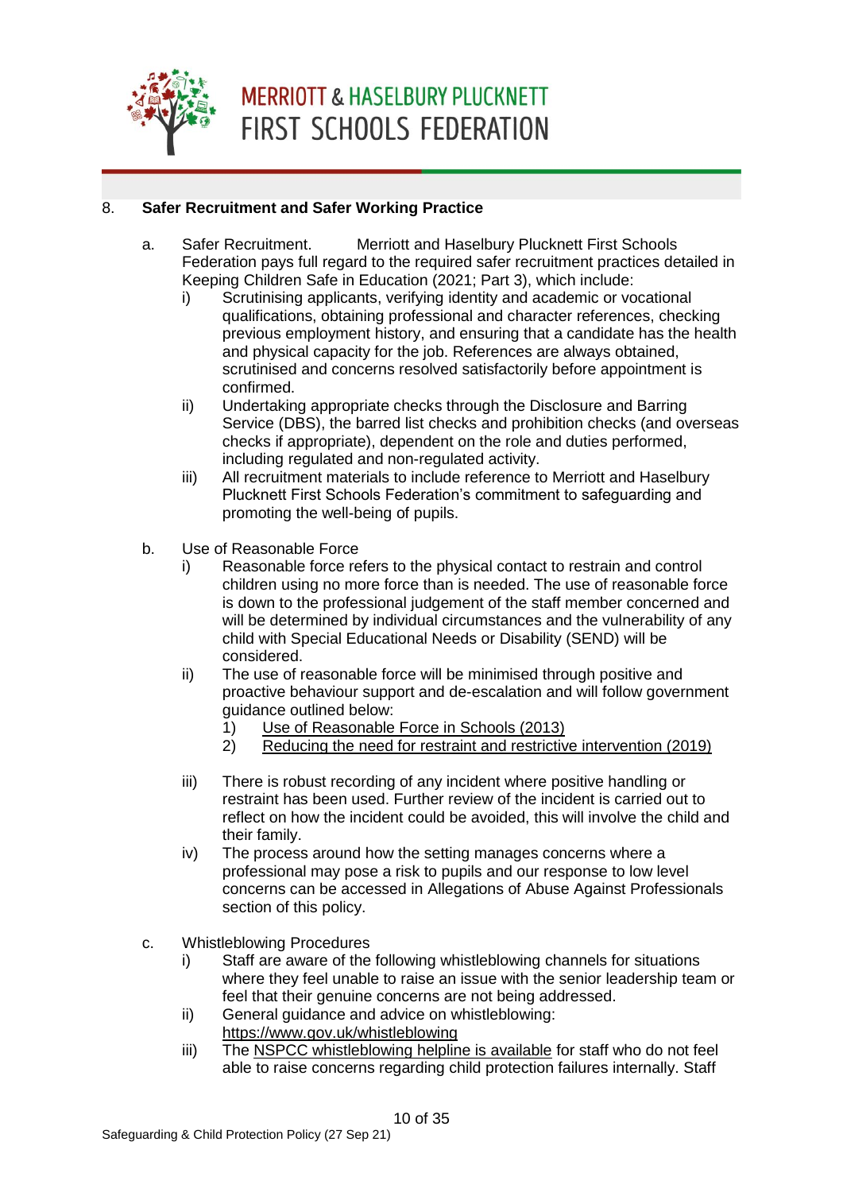## 8. Safer Recruitment and Safer Working Practice

a. Safer Recruitment. Merriott and Haselbury Plucknett First Schools Federation pays full regard to the required safer recruitment practices detailed in Keeping Children Safe in Education (2021; Part 3), which include:

   i) Scrutinising applicants, verifying identity and academic or vocational qualifications, obtaining professional and character references, checking previous employment history, and ensuring that a candidate has the health and physical capacity for the job. References are always obtained, scrutinised and concerns resolved satisfactorily before appointment is confirmed.

   ii) Undertaking appropriate checks through the Disclosure and Barring Service (DBS), the barred list checks and prohibition checks (and overseas checks if appropriate), dependent on the role and duties performed, including regulated and non-regulated activity.

   iii) All recruitment materials to include reference to Merriott and Haselbury Plucknett First Schools Federation's commitment to safeguarding and promoting the well-being of pupils.

b. Use of Reasonable Force

   i) Reasonable force refers to the physical contact to restrain and control children using no more force than is needed. The use of reasonable force is down to the professional judgement of the staff member concerned and will be determined by individual circumstances and the vulnerability of any child with Special Educational Needs or Disability (SEND) will be considered.

   ii) The use of reasonable force will be minimised through positive and proactive behaviour support and de-escalation and will follow government guidance outlined below:

      1) Use of Reasonable Force in Schools (2013)
      2) Reducing the need for restraint and restrictive intervention (2019)

   iii) There is robust recording of any incident where positive handling or restraint has been used. Further review of the incident is carried out to reflect on how the incident could be avoided, this will involve the child and their family.

   iv) The process around how the setting manages concerns where a professional may pose a risk to pupils and our response to low level concerns can be accessed in Allegations of Abuse Against Professionals section of this policy.

c. Whistleblowing Procedures

   i) Staff are aware of the following whistleblowing channels for situations where they feel unable to raise an issue with the senior leadership team or feel that their genuine concerns are not being addressed.

   ii) General guidance and advice on whistleblowing: https://www.gov.uk/whistleblowing

   iii) The NSPCC whistleblowing helpline is available for staff who do not feel able to raise concerns regarding child protection failures internally. Staff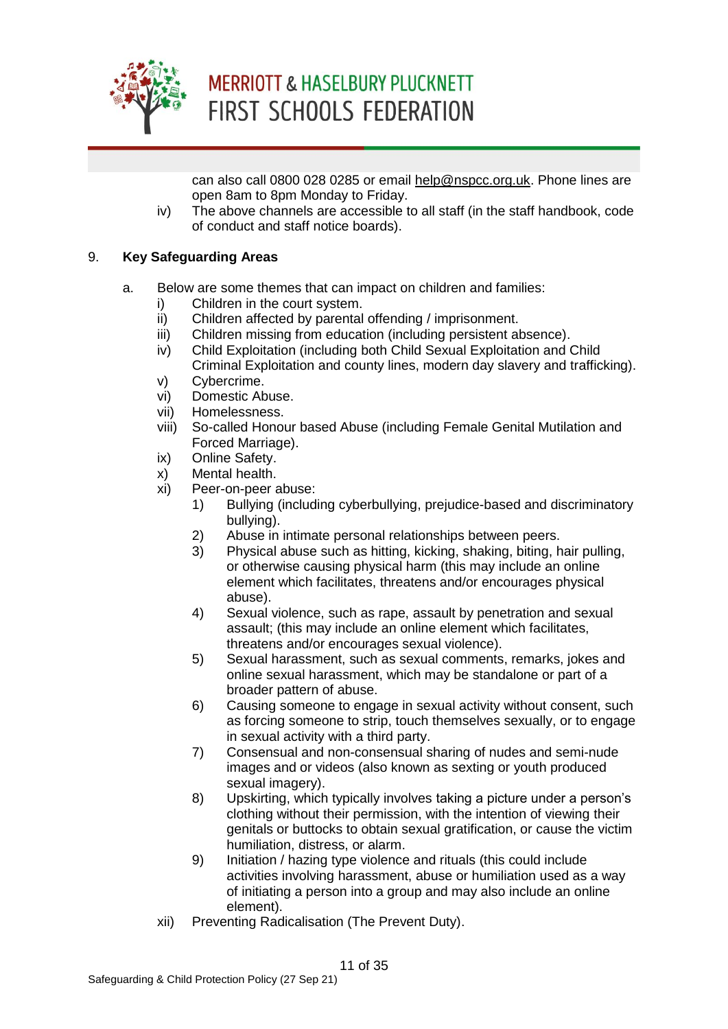can also call 0800 028 0285 or email help@nspcc.org.uk. Phone lines are open 8am to 8pm Monday to Friday.

iv) The above channels are accessible to all staff (in the staff handbook, code of conduct and staff notice boards).

9. **Key Safeguarding Areas**

a. Below are some themes that can impact on children and families:

i) Children in the court system.

ii) Children affected by parental offending / imprisonment.

iii) Children missing from education (including persistent absence).

iv) Child Exploitation (including both Child Sexual Exploitation and Child Criminal Exploitation and county lines, modern day slavery and trafficking).

v) Cybercrime.

vi) Domestic Abuse.

vii) Homelessness.

viii) So-called Honour based Abuse (including Female Genital Mutilation and Forced Marriage).

ix) Online Safety.

x) Mental health.

xi) Peer-on-peer abuse:

1) Bullying (including cyberbullying, prejudice-based and discriminatory bullying).
2) Abuse in intimate personal relationships between peers.
3) Physical abuse such as hitting, kicking, shaking, biting, hair pulling, or otherwise causing physical harm (this may include an online element which facilitates, threatens and/or encourages physical abuse).
4) Sexual violence, such as rape, assault by penetration and sexual assault; (this may include an online element which facilitates, threatens and/or encourages sexual violence).
5) Sexual harassment, such as sexual comments, remarks, jokes and online sexual harassment, which may be standalone or part of a broader pattern of abuse.
6) Causing someone to engage in sexual activity without consent, such as forcing someone to strip, touch themselves sexually, or to engage in sexual activity with a third party.
7) Consensual and non-consensual sharing of nudes and semi-nude images and or videos (also known as sexting or youth produced sexual imagery).
8) Upskirting, which typically involves taking a picture under a person's clothing without their permission, with the intention of viewing their genitals or buttocks to obtain sexual gratification, or cause the victim humiliation, distress, or alarm.
9) Initiation / hazing type violence and rituals (this could include activities involving harassment, abuse or humiliation used as a way of initiating a person into a group and may also include an online element).

xii) Preventing Radicalisation (The Prevent Duty).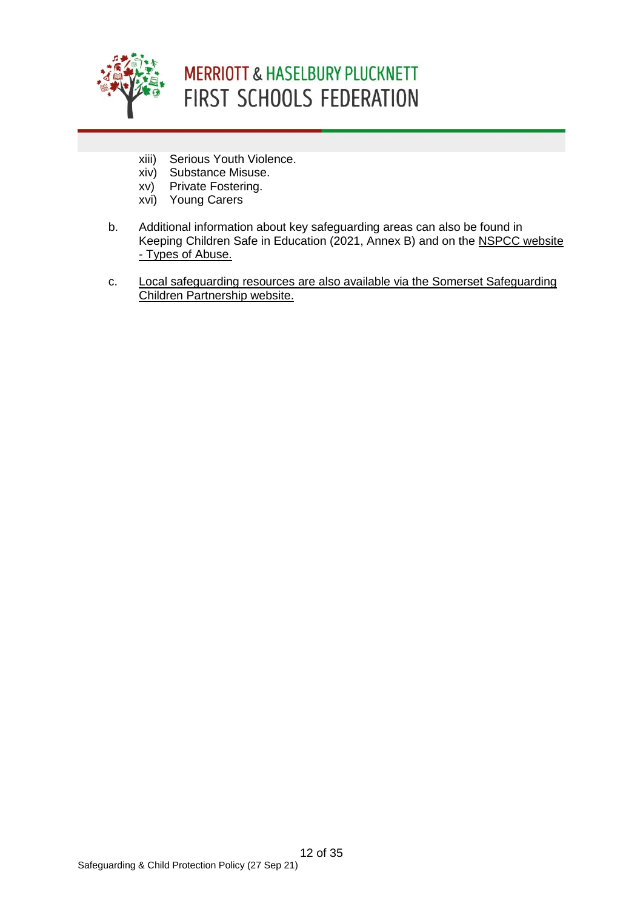xiii) Serious Youth Violence.
xiv) Substance Misuse.
xv) Private Fostering.
xvi) Young Carers

b. Additional information about key safeguarding areas can also be found in Keeping Children Safe in Education (2021, Annex B) and on the NSPCC website - Types of Abuse.

c. Local safeguarding resources are also available via the Somerset Safeguarding Children Partnership website.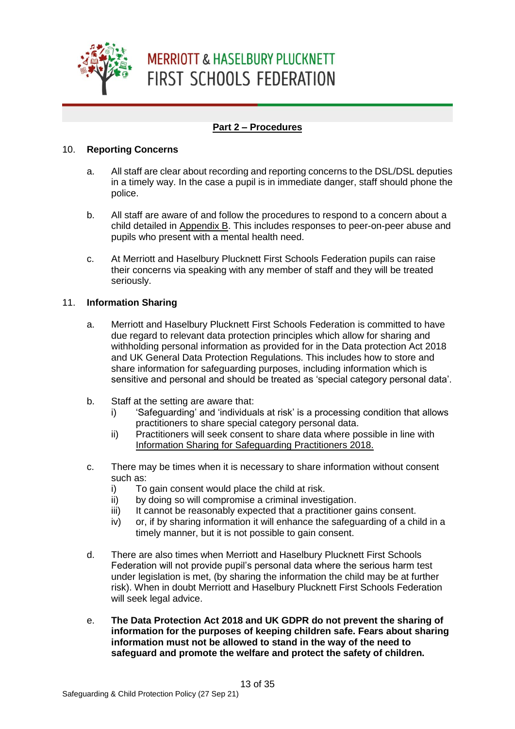## Part 2 – Procedures

### 10. Reporting Concerns

a. All staff are clear about recording and reporting concerns to the DSL/DSL deputies in a timely way. In the case a pupil is in immediate danger, staff should phone the police.

b. All staff are aware of and follow the procedures to respond to a concern about a child detailed in Appendix B. This includes responses to peer-on-peer abuse and pupils who present with a mental health need.

c. At Merriott and Haselbury Plucknett First Schools Federation pupils can raise their concerns via speaking with any member of staff and they will be treated seriously.

### 11. Information Sharing

a. Merriott and Haselbury Plucknett First Schools Federation is committed to have due regard to relevant data protection principles which allow for sharing and withholding personal information as provided for in the Data protection Act 2018 and UK General Data Protection Regulations. This includes how to store and share information for safeguarding purposes, including information which is sensitive and personal and should be treated as 'special category personal data'.

b. Staff at the setting are aware that:
   i) 'Safeguarding' and 'individuals at risk' is a processing condition that allows practitioners to share special category personal data.
   ii) Practitioners will seek consent to share data where possible in line with Information Sharing for Safeguarding Practitioners 2018.

c. There may be times when it is necessary to share information without consent such as:
   i) To gain consent would place the child at risk.
   ii) by doing so will compromise a criminal investigation.
   iii) It cannot be reasonably expected that a practitioner gains consent.
   iv) or, if by sharing information it will enhance the safeguarding of a child in a timely manner, but it is not possible to gain consent.

d. There are also times when Merriott and Haselbury Plucknett First Schools Federation will not provide pupil's personal data where the serious harm test under legislation is met, (by sharing the information the child may be at further risk). When in doubt Merriott and Haselbury Plucknett First Schools Federation will seek legal advice.

e. **The Data Protection Act 2018 and UK GDPR do not prevent the sharing of information for the purposes of keeping children safe. Fears about sharing information must not be allowed to stand in the way of the need to safeguard and promote the welfare and protect the safety of children.**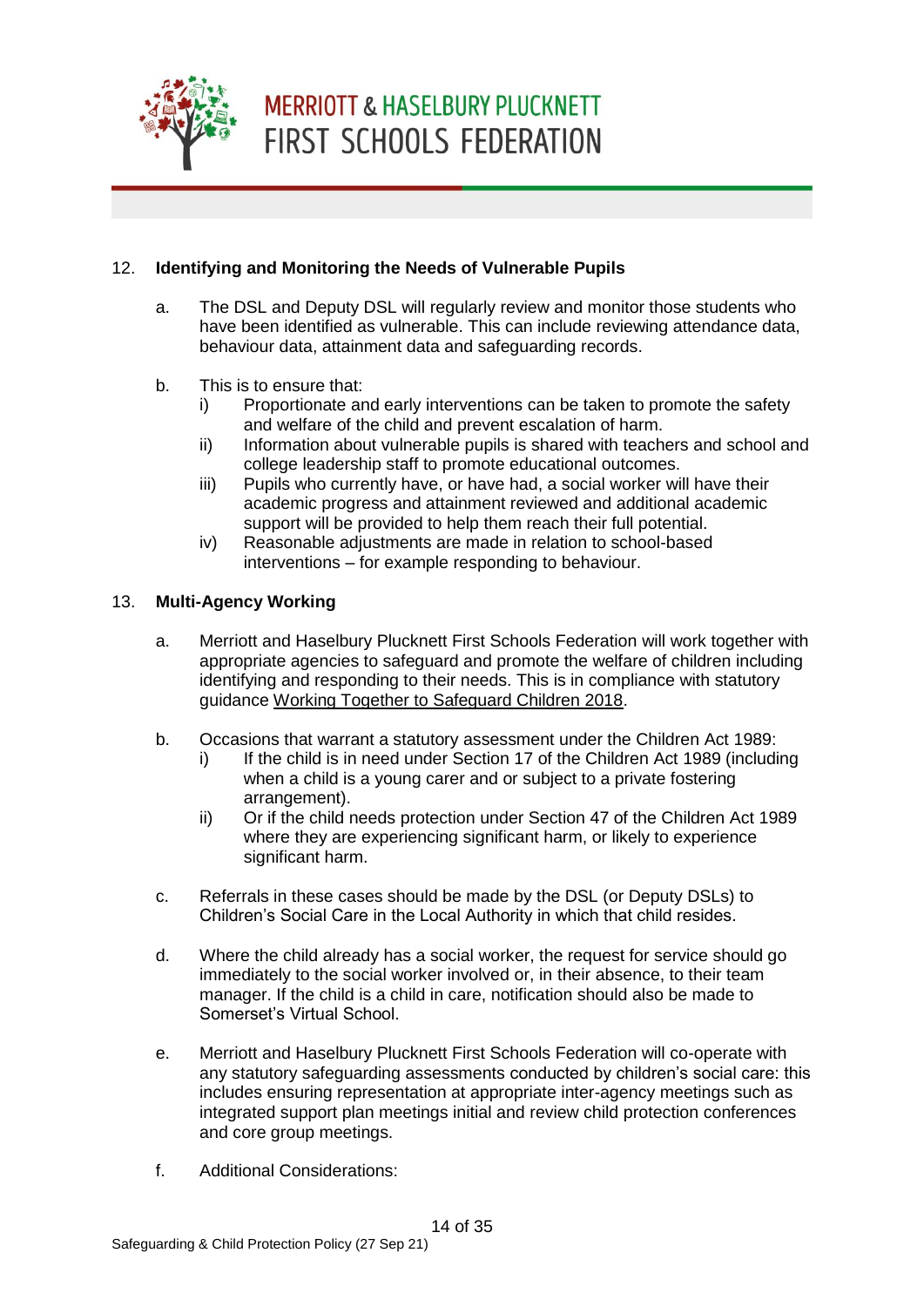## 12. Identifying and Monitoring the Needs of Vulnerable Pupils

a. The DSL and Deputy DSL will regularly review and monitor those students who have been identified as vulnerable. This can include reviewing attendance data, behaviour data, attainment data and safeguarding records.

b. This is to ensure that:
   - i) Proportionate and early interventions can be taken to promote the safety and welfare of the child and prevent escalation of harm.
   - ii) Information about vulnerable pupils is shared with teachers and school and college leadership staff to promote educational outcomes.
   - iii) Pupils who currently have, or have had, a social worker will have their academic progress and attainment reviewed and additional academic support will be provided to help them reach their full potential.
   - iv) Reasonable adjustments are made in relation to school-based interventions – for example responding to behaviour.

## 13. Multi-Agency Working

a. Merriott and Haselbury Plucknett First Schools Federation will work together with appropriate agencies to safeguard and promote the welfare of children including identifying and responding to their needs. This is in compliance with statutory guidance Working Together to Safeguard Children 2018.

b. Occasions that warrant a statutory assessment under the Children Act 1989:
   - i) If the child is in need under Section 17 of the Children Act 1989 (including when a child is a young carer and or subject to a private fostering arrangement).
   - ii) Or if the child needs protection under Section 47 of the Children Act 1989 where they are experiencing significant harm, or likely to experience significant harm.

c. Referrals in these cases should be made by the DSL (or Deputy DSLs) to Children's Social Care in the Local Authority in which that child resides.

d. Where the child already has a social worker, the request for service should go immediately to the social worker involved or, in their absence, to their team manager. If the child is a child in care, notification should also be made to Somerset's Virtual School.

e. Merriott and Haselbury Plucknett First Schools Federation will co-operate with any statutory safeguarding assessments conducted by children's social care: this includes ensuring representation at appropriate inter-agency meetings such as integrated support plan meetings initial and review child protection conferences and core group meetings.

f. Additional Considerations: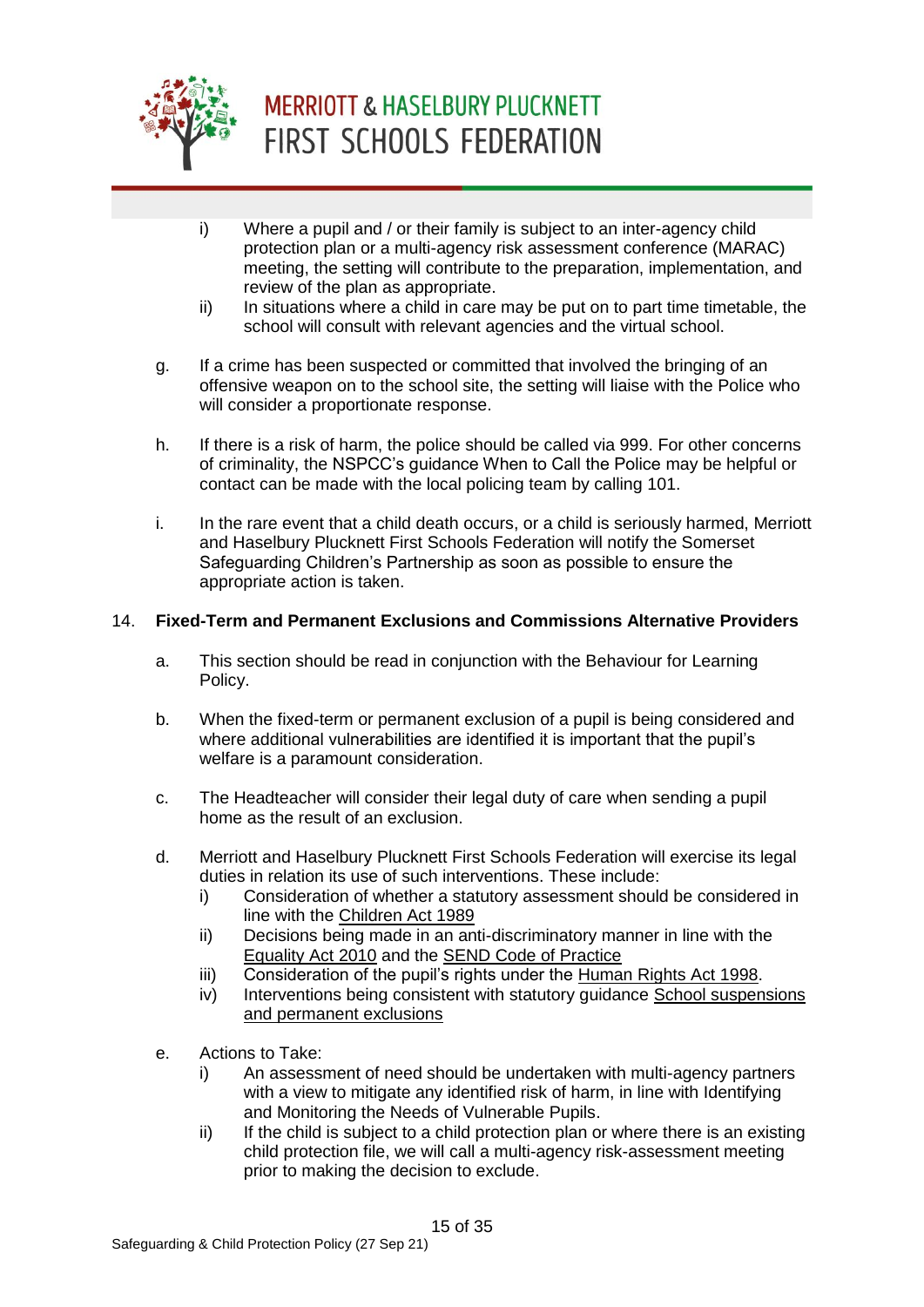i) Where a pupil and / or their family is subject to an inter-agency child protection plan or a multi-agency risk assessment conference (MARAC) meeting, the setting will contribute to the preparation, implementation, and review of the plan as appropriate.

ii) In situations where a child in care may be put on to part time timetable, the school will consult with relevant agencies and the virtual school.

g. If a crime has been suspected or committed that involved the bringing of an offensive weapon on to the school site, the setting will liaise with the Police who will consider a proportionate response.

h. If there is a risk of harm, the police should be called via 999. For other concerns of criminality, the NSPCC's guidance When to Call the Police may be helpful or contact can be made with the local policing team by calling 101.

i. In the rare event that a child death occurs, or a child is seriously harmed, Merriott and Haselbury Plucknett First Schools Federation will notify the Somerset Safeguarding Children's Partnership as soon as possible to ensure the appropriate action is taken.

## 14. Fixed-Term and Permanent Exclusions and Commissions Alternative Providers

a. This section should be read in conjunction with the Behaviour for Learning Policy.

b. When the fixed-term or permanent exclusion of a pupil is being considered and where additional vulnerabilities are identified it is important that the pupil's welfare is a paramount consideration.

c. The Headteacher will consider their legal duty of care when sending a pupil home as the result of an exclusion.

d. Merriott and Haselbury Plucknett First Schools Federation will exercise its legal duties in relation its use of such interventions. These include:

i) Consideration of whether a statutory assessment should be considered in line with the Children Act 1989

ii) Decisions being made in an anti-discriminatory manner in line with the Equality Act 2010 and the SEND Code of Practice

iii) Consideration of the pupil's rights under the Human Rights Act 1998.

iv) Interventions being consistent with statutory guidance School suspensions and permanent exclusions

e. Actions to Take:

i) An assessment of need should be undertaken with multi-agency partners with a view to mitigate any identified risk of harm, in line with Identifying and Monitoring the Needs of Vulnerable Pupils.

ii) If the child is subject to a child protection plan or where there is an existing child protection file, we will call a multi-agency risk-assessment meeting prior to making the decision to exclude.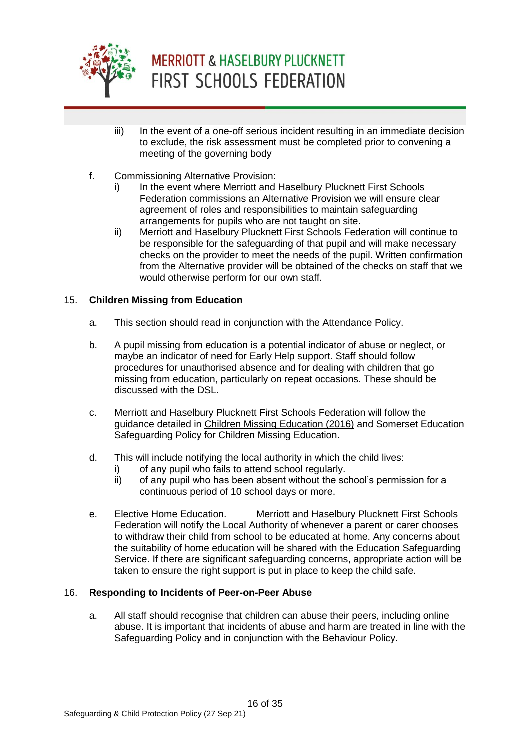iii) In the event of a one-off serious incident resulting in an immediate decision to exclude, the risk assessment must be completed prior to convening a meeting of the governing body

f. Commissioning Alternative Provision:

   i) In the event where Merriott and Haselbury Plucknett First Schools Federation commissions an Alternative Provision we will ensure clear agreement of roles and responsibilities to maintain safeguarding arrangements for pupils who are not taught on site.

   ii) Merriott and Haselbury Plucknett First Schools Federation will continue to be responsible for the safeguarding of that pupil and will make necessary checks on the provider to meet the needs of the pupil. Written confirmation from the Alternative provider will be obtained of the checks on staff that we would otherwise perform for our own staff.

## 15. Children Missing from Education

a. This section should read in conjunction with the Attendance Policy.

b. A pupil missing from education is a potential indicator of abuse or neglect, or maybe an indicator of need for Early Help support. Staff should follow procedures for unauthorised absence and for dealing with children that go missing from education, particularly on repeat occasions. These should be discussed with the DSL.

c. Merriott and Haselbury Plucknett First Schools Federation will follow the guidance detailed in Children Missing Education (2016) and Somerset Education Safeguarding Policy for Children Missing Education.

d. This will include notifying the local authority in which the child lives:

   i) of any pupil who fails to attend school regularly.

   ii) of any pupil who has been absent without the school's permission for a continuous period of 10 school days or more.

e. Elective Home Education. Merriott and Haselbury Plucknett First Schools Federation will notify the Local Authority of whenever a parent or carer chooses to withdraw their child from school to be educated at home. Any concerns about the suitability of home education will be shared with the Education Safeguarding Service. If there are significant safeguarding concerns, appropriate action will be taken to ensure the right support is put in place to keep the child safe.

## 16. Responding to Incidents of Peer-on-Peer Abuse

a. All staff should recognise that children can abuse their peers, including online abuse. It is important that incidents of abuse and harm are treated in line with the Safeguarding Policy and in conjunction with the Behaviour Policy.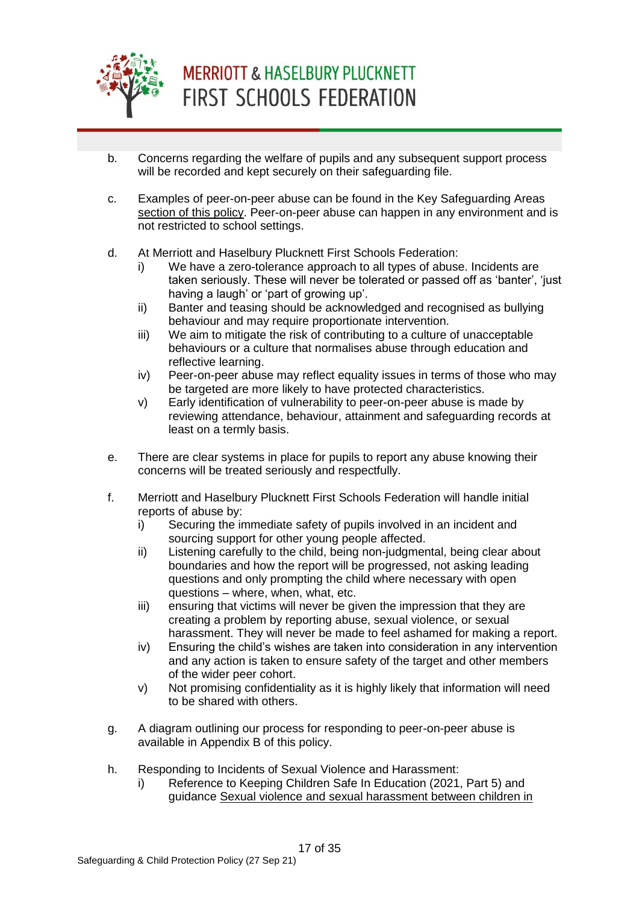b. Concerns regarding the welfare of pupils and any subsequent support process will be recorded and kept securely on their safeguarding file.

c. Examples of peer-on-peer abuse can be found in the Key Safeguarding Areas section of this policy. Peer-on-peer abuse can happen in any environment and is not restricted to school settings.

d. At Merriott and Haselbury Plucknett First Schools Federation:
   i) We have a zero-tolerance approach to all types of abuse. Incidents are taken seriously. These will never be tolerated or passed off as 'banter', 'just having a laugh' or 'part of growing up'.
   ii) Banter and teasing should be acknowledged and recognised as bullying behaviour and may require proportionate intervention.
   iii) We aim to mitigate the risk of contributing to a culture of unacceptable behaviours or a culture that normalises abuse through education and reflective learning.
   iv) Peer-on-peer abuse may reflect equality issues in terms of those who may be targeted are more likely to have protected characteristics.
   v) Early identification of vulnerability to peer-on-peer abuse is made by reviewing attendance, behaviour, attainment and safeguarding records at least on a termly basis.

e. There are clear systems in place for pupils to report any abuse knowing their concerns will be treated seriously and respectfully.

f. Merriott and Haselbury Plucknett First Schools Federation will handle initial reports of abuse by:
   i) Securing the immediate safety of pupils involved in an incident and sourcing support for other young people affected.
   ii) Listening carefully to the child, being non-judgmental, being clear about boundaries and how the report will be progressed, not asking leading questions and only prompting the child where necessary with open questions – where, when, what, etc.
   iii) ensuring that victims will never be given the impression that they are creating a problem by reporting abuse, sexual violence, or sexual harassment. They will never be made to feel ashamed for making a report.
   iv) Ensuring the child's wishes are taken into consideration in any intervention and any action is taken to ensure safety of the target and other members of the wider peer cohort.
   v) Not promising confidentiality as it is highly likely that information will need to be shared with others.

g. A diagram outlining our process for responding to peer-on-peer abuse is available in Appendix B of this policy.

h. Responding to Incidents of Sexual Violence and Harassment:
   i) Reference to Keeping Children Safe In Education (2021, Part 5) and guidance Sexual violence and sexual harassment between children in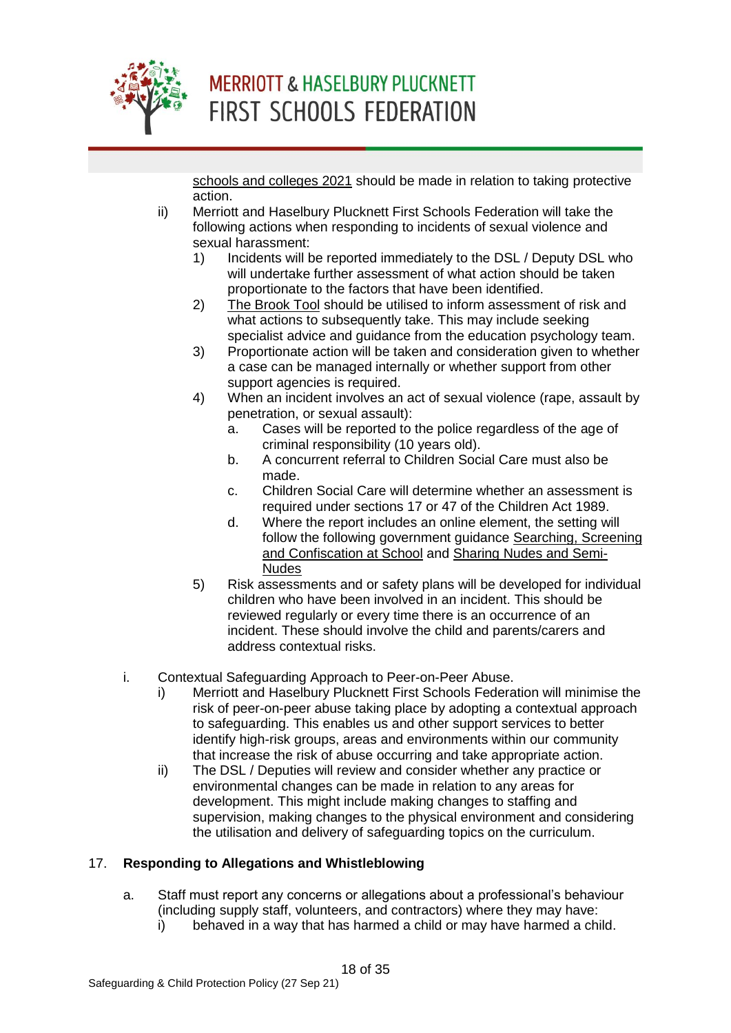schools and colleges 2021 should be made in relation to taking protective action.

ii) Merriott and Haselbury Plucknett First Schools Federation will take the following actions when responding to incidents of sexual violence and sexual harassment:
   1) Incidents will be reported immediately to the DSL / Deputy DSL who will undertake further assessment of what action should be taken proportionate to the factors that have been identified.
   2) The Brook Tool should be utilised to inform assessment of risk and what actions to subsequently take. This may include seeking specialist advice and guidance from the education psychology team.
   3) Proportionate action will be taken and consideration given to whether a case can be managed internally or whether support from other support agencies is required.
   4) When an incident involves an act of sexual violence (rape, assault by penetration, or sexual assault):
      a. Cases will be reported to the police regardless of the age of criminal responsibility (10 years old).
      b. A concurrent referral to Children Social Care must also be made.
      c. Children Social Care will determine whether an assessment is required under sections 17 or 47 of the Children Act 1989.
      d. Where the report includes an online element, the setting will follow the following government guidance Searching, Screening and Confiscation at School and Sharing Nudes and Semi-Nudes
   5) Risk assessments and or safety plans will be developed for individual children who have been involved in an incident. This should be reviewed regularly or every time there is an occurrence of an incident. These should involve the child and parents/carers and address contextual risks.

i. Contextual Safeguarding Approach to Peer-on-Peer Abuse.
   i) Merriott and Haselbury Plucknett First Schools Federation will minimise the risk of peer-on-peer abuse taking place by adopting a contextual approach to safeguarding. This enables us and other support services to better identify high-risk groups, areas and environments within our community that increase the risk of abuse occurring and take appropriate action.
   ii) The DSL / Deputies will review and consider whether any practice or environmental changes can be made in relation to any areas for development. This might include making changes to staffing and supervision, making changes to the physical environment and considering the utilisation and delivery of safeguarding topics on the curriculum.

## 17. Responding to Allegations and Whistleblowing

a. Staff must report any concerns or allegations about a professional's behaviour (including supply staff, volunteers, and contractors) where they may have:
   i) behaved in a way that has harmed a child or may have harmed a child.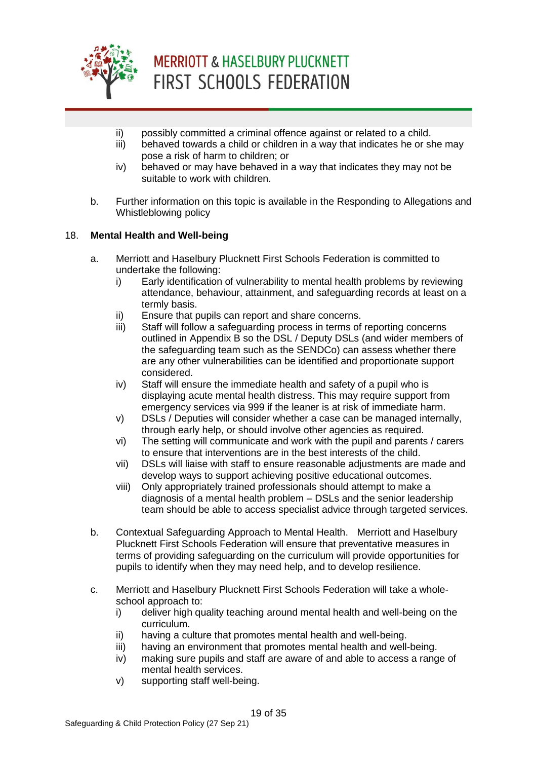ii) possibly committed a criminal offence against or related to a child.
iii) behaved towards a child or children in a way that indicates he or she may pose a risk of harm to children; or
iv) behaved or may have behaved in a way that indicates they may not be suitable to work with children.

b. Further information on this topic is available in the Responding to Allegations and Whistleblowing policy

## 18. Mental Health and Well-being

a. Merriott and Haselbury Plucknett First Schools Federation is committed to undertake the following:
   i) Early identification of vulnerability to mental health problems by reviewing attendance, behaviour, attainment, and safeguarding records at least on a termly basis.
   ii) Ensure that pupils can report and share concerns.
   iii) Staff will follow a safeguarding process in terms of reporting concerns outlined in Appendix B so the DSL / Deputy DSLs (and wider members of the safeguarding team such as the SENDCo) can assess whether there are any other vulnerabilities can be identified and proportionate support considered.
   iv) Staff will ensure the immediate health and safety of a pupil who is displaying acute mental health distress. This may require support from emergency services via 999 if the leaner is at risk of immediate harm.
   v) DSLs / Deputies will consider whether a case can be managed internally, through early help, or should involve other agencies as required.
   vi) The setting will communicate and work with the pupil and parents / carers to ensure that interventions are in the best interests of the child.
   vii) DSLs will liaise with staff to ensure reasonable adjustments are made and develop ways to support achieving positive educational outcomes.
   viii) Only appropriately trained professionals should attempt to make a diagnosis of a mental health problem – DSLs and the senior leadership team should be able to access specialist advice through targeted services.

b. Contextual Safeguarding Approach to Mental Health. Merriott and Haselbury Plucknett First Schools Federation will ensure that preventative measures in terms of providing safeguarding on the curriculum will provide opportunities for pupils to identify when they may need help, and to develop resilience.

c. Merriott and Haselbury Plucknett First Schools Federation will take a whole-school approach to:
   i) deliver high quality teaching around mental health and well-being on the curriculum.
   ii) having a culture that promotes mental health and well-being.
   iii) having an environment that promotes mental health and well-being.
   iv) making sure pupils and staff are aware of and able to access a range of mental health services.
   v) supporting staff well-being.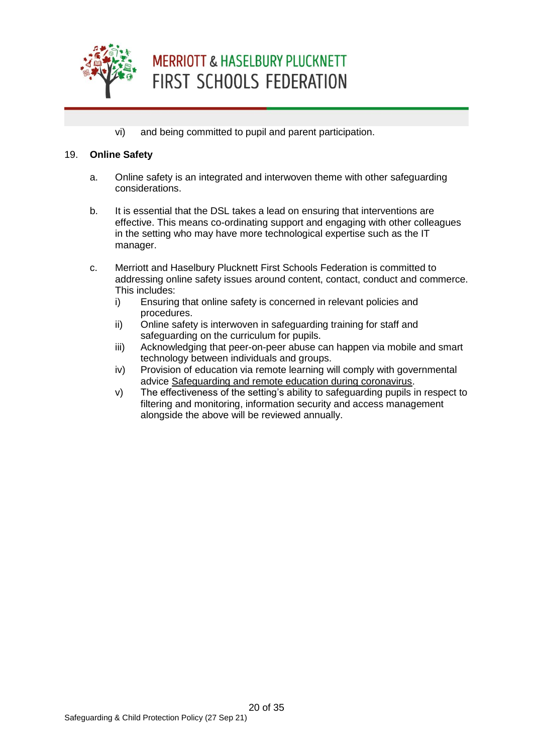vi) and being committed to pupil and parent participation.

19. **Online Safety**

a. Online safety is an integrated and interwoven theme with other safeguarding considerations.

b. It is essential that the DSL takes a lead on ensuring that interventions are effective. This means co-ordinating support and engaging with other colleagues in the setting who may have more technological expertise such as the IT manager.

c. Merriott and Haselbury Plucknett First Schools Federation is committed to addressing online safety issues around content, contact, conduct and commerce. This includes:

  i) Ensuring that online safety is concerned in relevant policies and procedures.
  ii) Online safety is interwoven in safeguarding training for staff and safeguarding on the curriculum for pupils.
  iii) Acknowledging that peer-on-peer abuse can happen via mobile and smart technology between individuals and groups.
  iv) Provision of education via remote learning will comply with governmental advice Safeguarding and remote education during coronavirus.
  v) The effectiveness of the setting's ability to safeguarding pupils in respect to filtering and monitoring, information security and access management alongside the above will be reviewed annually.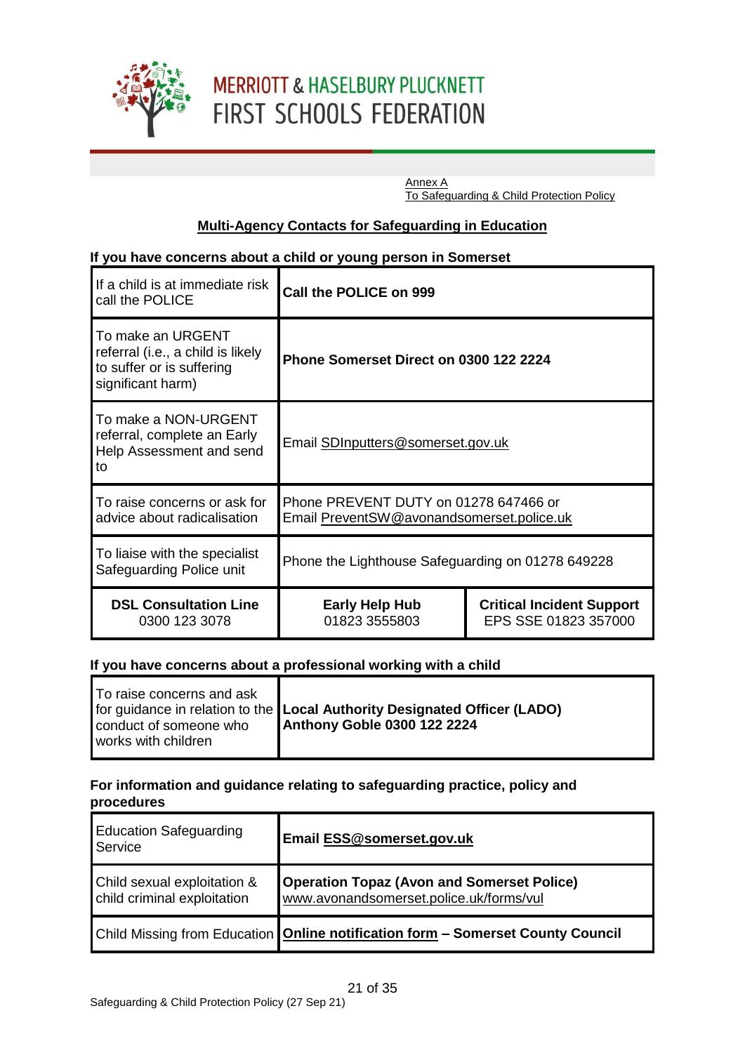Annex A
To Safeguarding & Child Protection Policy

## Multi-Agency Contacts for Safeguarding in Education

**If you have concerns about a child or young person in Somerset**

| | | |
|---|---|---|
| If a child is at immediate risk call the POLICE | **Call the POLICE on 999** | |
| To make an URGENT referral (i.e., a child is likely to suffer or is suffering significant harm) | **Phone Somerset Direct on 0300 122 2224** | |
| To make a NON-URGENT referral, complete an Early Help Assessment and send to | Email SDInputters@somerset.gov.uk | |
| To raise concerns or ask for advice about radicalisation | Phone PREVENT DUTY on 01278 647466 or Email PreventSW@avonandsomerset.police.uk | |
| To liaise with the specialist Safeguarding Police unit | Phone the Lighthouse Safeguarding on 01278 649228 | |
| **DSL Consultation Line** 0300 123 3078 | **Early Help Hub** 01823 3555803 | **Critical Incident Support** EPS SSE 01823 357000 |

**If you have concerns about a professional working with a child**

| | |
|---|---|
| To raise concerns and ask for guidance in relation to the conduct of someone who works with children | **Local Authority Designated Officer (LADO) Anthony Goble 0300 122 2224** |

**For information and guidance relating to safeguarding practice, policy and procedures**

| | |
|---|---|
| Education Safeguarding Service | **Email ESS@somerset.gov.uk** |
| Child sexual exploitation & child criminal exploitation | **Operation Topaz (Avon and Somerset Police)** www.avonandsomerset.police.uk/forms/vul |
| Child Missing from Education | **Online notification form – Somerset County Council** |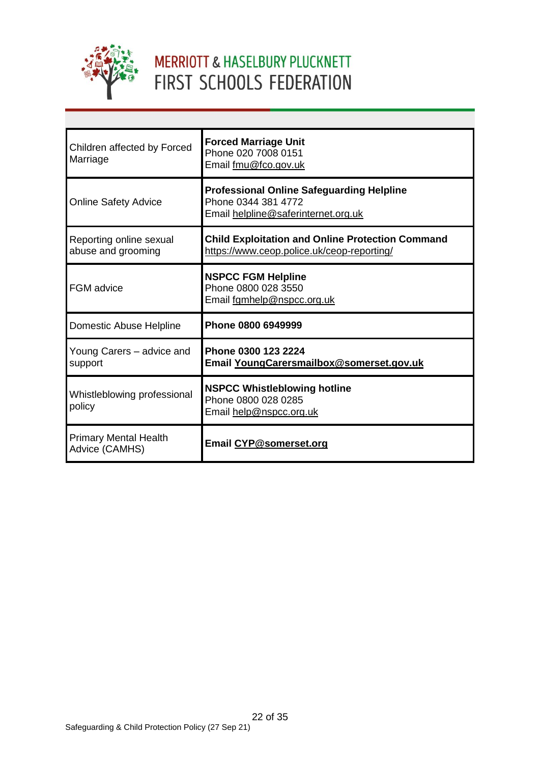| Children affected by Forced Marriage | **Forced Marriage Unit**<br>Phone 020 7008 0151<br>Email fmu@fco.gov.uk |
|---|---|
| Online Safety Advice | **Professional Online Safeguarding Helpline**<br>Phone 0344 381 4772<br>Email helpline@saferinternet.org.uk |
| Reporting online sexual abuse and grooming | **Child Exploitation and Online Protection Command**<br>https://www.ceop.police.uk/ceop-reporting/ |
| FGM advice | **NSPCC FGM Helpline**<br>Phone 0800 028 3550<br>Email fgmhelp@nspcc.org.uk |
| Domestic Abuse Helpline | **Phone 0800 6949999** |
| Young Carers – advice and support | **Phone 0300 123 2224**<br>**Email YoungCarersmailbox@somerset.gov.uk** |
| Whistleblowing professional policy | **NSPCC Whistleblowing hotline**<br>Phone 0800 028 0285<br>Email help@nspcc.org.uk |
| Primary Mental Health Advice (CAMHS) | **Email CYP@somerset.org** |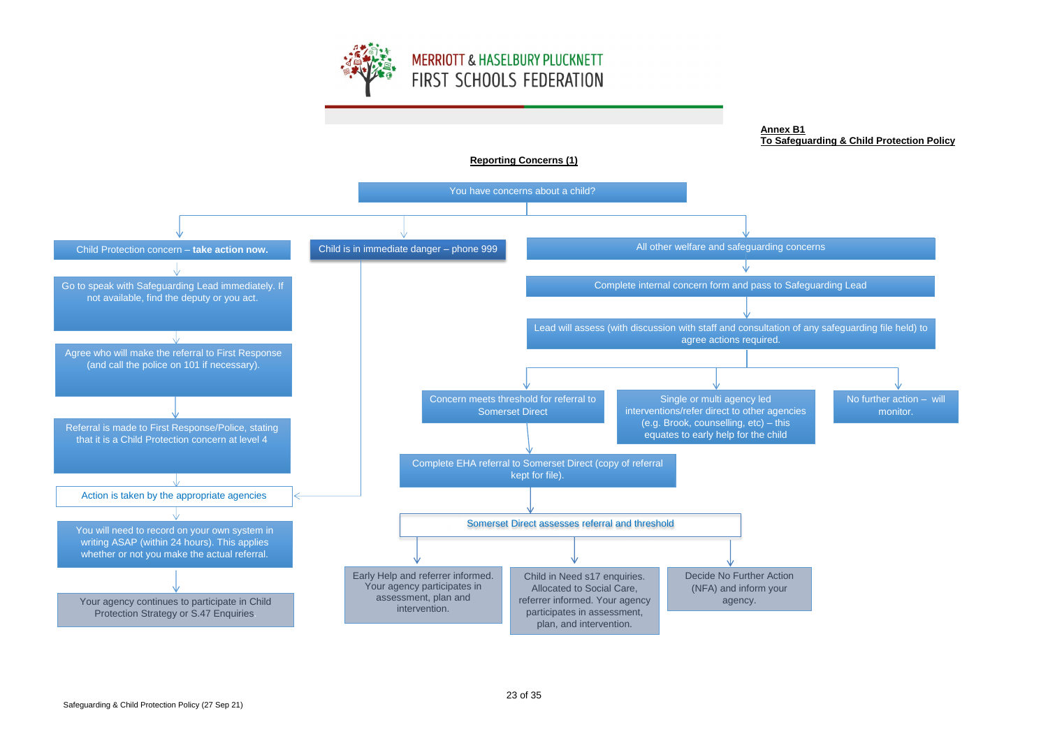MERRIOTT & HASELBURY PLUCKNETT
FIRST SCHOOLS FEDERATION

**Annex B1**
**To Safeguarding & Child Protection Policy**

## Reporting Concerns (1)

You have concerns about a child?

**Child Protection concern – take action now.**

- Go to speak with Safeguarding Lead immediately. If not available, find the deputy or you act.
- Agree who will make the referral to First Response (and call the police on 101 if necessary).
- Referral is made to First Response/Police, stating that it is a Child Protection concern at level 4
- Action is taken by the appropriate agencies
- You will need to record on your own system in writing ASAP (within 24 hours). This applies whether or not you make the actual referral.
- Your agency continues to participate in Child Protection Strategy or S.47 Enquiries.

**Child is in immediate danger – phone 999**

- Action is taken by the appropriate agencies

**All other welfare and safeguarding concerns**

- Complete internal concern form and pass to Safeguarding Lead
- Lead will assess (with discussion with staff and consultation of any safeguarding file held) to agree actions required.
  - Concern meets threshold for referral to Somerset Direct
    - Complete EHA referral to Somerset Direct (copy of referral kept for file).
    - Somerset Direct assesses referral and threshold
      - Early Help and referrer informed. Your agency participates in assessment, plan and intervention.
      - Child in Need s17 enquiries. Allocated to Social Care, referrer informed. Your agency participates in assessment, plan, and intervention.
      - Decide No Further Action (NFA) and inform your agency.
  - Single or multi agency led interventions/refer direct to other agencies (e.g. Brook, counselling, etc) – this equates to early help for the child
  - No further action – will monitor.

Safeguarding & Child Protection Policy (27 Sep 21)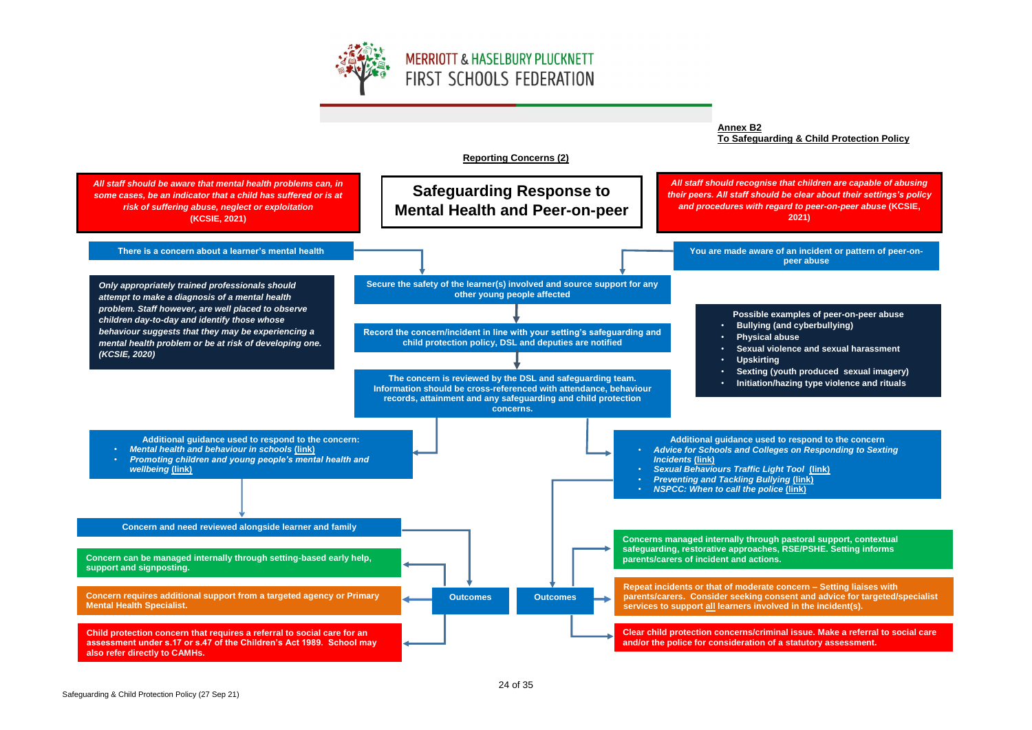MERRIOTT & HASELBURY PLUCKNETT
FIRST SCHOOLS FEDERATION

**Annex B2**
**To Safeguarding & Child Protection Policy**

**Reporting Concerns (2)**

# Safeguarding Response to Mental Health and Peer-on-peer

***All staff should be aware that mental health problems can, in some cases, be an indicator that a child has suffered or is at risk of suffering abuse, neglect or exploitation*** **(KCSIE, 2021)**

***All staff should recognise that children are capable of abusing their peers. All staff should be clear about their settings's policy and procedures with regard to peer-on-peer abuse*** **(KCSIE, 2021)**

**There is a concern about a learner's mental health**

**You are made aware of an incident or pattern of peer-on-peer abuse**

***Only appropriately trained professionals should attempt to make a diagnosis of a mental health problem. Staff however, are well placed to observe children day-to-day and identify those whose behaviour suggests that they may be experiencing a mental health problem or be at risk of developing one. (KCSIE, 2020)***

**Secure the safety of the learner(s) involved and source support for any other young people affected**

**Record the concern/incident in line with your setting's safeguarding and child protection policy, DSL and deputies are notified**

**The concern is reviewed by the DSL and safeguarding team. Information should be cross-referenced with attendance, behaviour records, attainment and any safeguarding and child protection concerns.**

**Possible examples of peer-on-peer abuse**
- **Bullying (and cyberbullying)**
- **Physical abuse**
- **Sexual violence and sexual harassment**
- **Upskirting**
- **Sexting (youth produced sexual imagery)**
- **Initiation/hazing type violence and rituals**

**Additional guidance used to respond to the concern:**
- ***Mental health and behaviour in schools*** **(link)**
- ***Promoting children and young people's mental health and wellbeing*** **(link)**

**Additional guidance used to respond to the concern**
- ***Advice for Schools and Colleges on Responding to Sexting Incidents*** **(link)**
- ***Sexual Behaviours Traffic Light Tool*** **(link)**
- ***Preventing and Tackling Bullying*** **(link)**
- ***NSPCC: When to call the police*** **(link)**

**Concern and need reviewed alongside learner and family**

**Outcomes** (mental health):
- **Concern can be managed internally through setting-based early help, support and signposting.**
- **Concern requires additional support from a targeted agency or Primary Mental Health Specialist.**
- **Child protection concern that requires a referral to social care for an assessment under s.17 or s.47 of the Children's Act 1989. School may also refer directly to CAMHs.**

**Outcomes** (peer-on-peer):
- **Concerns managed internally through pastoral support, contextual safeguarding, restorative approaches, RSE/PSHE. Setting informs parents/carers of incident and actions.**
- **Repeat incidents or that of moderate concern – Setting liaises with parents/carers. Consider seeking consent and advice for targeted/specialist services to support all learners involved in the incident(s).**
- **Clear child protection concerns/criminal issue. Make a referral to social care and/or the police for consideration of a statutory assessment.**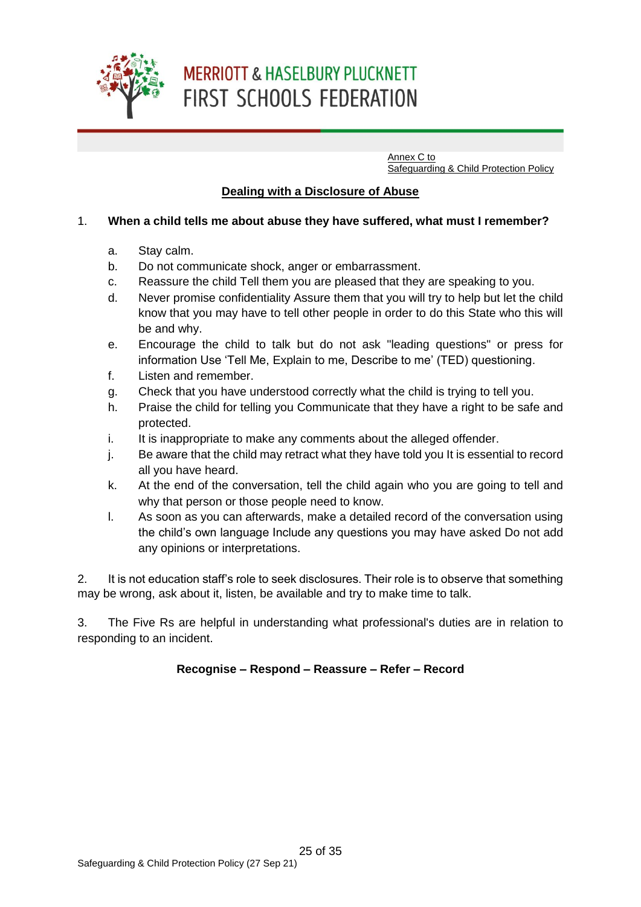Annex C to
Safeguarding & Child Protection Policy

## Dealing with a Disclosure of Abuse

1. **When a child tells me about abuse they have suffered, what must I remember?**

   a. Stay calm.

   b. Do not communicate shock, anger or embarrassment.

   c. Reassure the child Tell them you are pleased that they are speaking to you.

   d. Never promise confidentiality Assure them that you will try to help but let the child know that you may have to tell other people in order to do this State who this will be and why.

   e. Encourage the child to talk but do not ask "leading questions" or press for information Use 'Tell Me, Explain to me, Describe to me' (TED) questioning.

   f. Listen and remember.

   g. Check that you have understood correctly what the child is trying to tell you.

   h. Praise the child for telling you Communicate that they have a right to be safe and protected.

   i. It is inappropriate to make any comments about the alleged offender.

   j. Be aware that the child may retract what they have told you It is essential to record all you have heard.

   k. At the end of the conversation, tell the child again who you are going to tell and why that person or those people need to know.

   l. As soon as you can afterwards, make a detailed record of the conversation using the child's own language Include any questions you may have asked Do not add any opinions or interpretations.

2. It is not education staff's role to seek disclosures. Their role is to observe that something may be wrong, ask about it, listen, be available and try to make time to talk.

3. The Five Rs are helpful in understanding what professional's duties are in relation to responding to an incident.

**Recognise – Respond – Reassure – Refer – Record**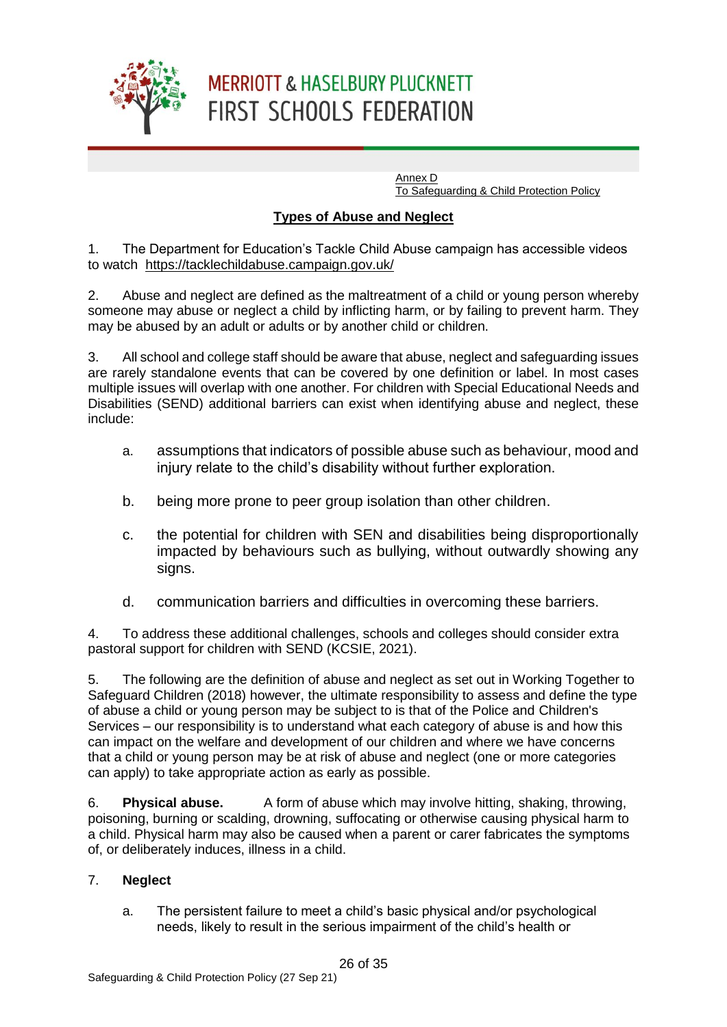Annex D
To Safeguarding & Child Protection Policy

## Types of Abuse and Neglect

1. The Department for Education's Tackle Child Abuse campaign has accessible videos to watch https://tacklechildabuse.campaign.gov.uk/

2. Abuse and neglect are defined as the maltreatment of a child or young person whereby someone may abuse or neglect a child by inflicting harm, or by failing to prevent harm. They may be abused by an adult or adults or by another child or children.

3. All school and college staff should be aware that abuse, neglect and safeguarding issues are rarely standalone events that can be covered by one definition or label. In most cases multiple issues will overlap with one another. For children with Special Educational Needs and Disabilities (SEND) additional barriers can exist when identifying abuse and neglect, these include:

   a. assumptions that indicators of possible abuse such as behaviour, mood and injury relate to the child's disability without further exploration.

   b. being more prone to peer group isolation than other children.

   c. the potential for children with SEN and disabilities being disproportionally impacted by behaviours such as bullying, without outwardly showing any signs.

   d. communication barriers and difficulties in overcoming these barriers.

4. To address these additional challenges, schools and colleges should consider extra pastoral support for children with SEND (KCSIE, 2021).

5. The following are the definition of abuse and neglect as set out in Working Together to Safeguard Children (2018) however, the ultimate responsibility to assess and define the type of abuse a child or young person may be subject to is that of the Police and Children's Services – our responsibility is to understand what each category of abuse is and how this can impact on the welfare and development of our children and where we have concerns that a child or young person may be at risk of abuse and neglect (one or more categories can apply) to take appropriate action as early as possible.

6. **Physical abuse.** A form of abuse which may involve hitting, shaking, throwing, poisoning, burning or scalding, drowning, suffocating or otherwise causing physical harm to a child. Physical harm may also be caused when a parent or carer fabricates the symptoms of, or deliberately induces, illness in a child.

7. **Neglect**

   a. The persistent failure to meet a child's basic physical and/or psychological needs, likely to result in the serious impairment of the child's health or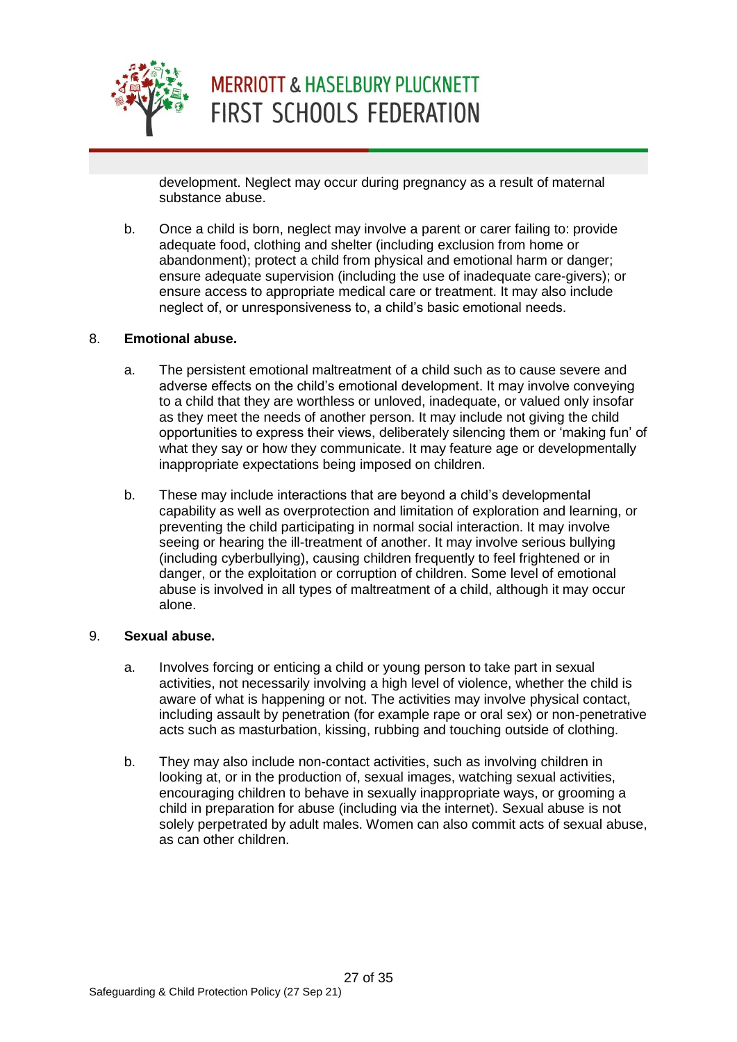development. Neglect may occur during pregnancy as a result of maternal substance abuse.

b. Once a child is born, neglect may involve a parent or carer failing to: provide adequate food, clothing and shelter (including exclusion from home or abandonment); protect a child from physical and emotional harm or danger; ensure adequate supervision (including the use of inadequate care-givers); or ensure access to appropriate medical care or treatment. It may also include neglect of, or unresponsiveness to, a child's basic emotional needs.

8. **Emotional abuse.**

a. The persistent emotional maltreatment of a child such as to cause severe and adverse effects on the child's emotional development. It may involve conveying to a child that they are worthless or unloved, inadequate, or valued only insofar as they meet the needs of another person. It may include not giving the child opportunities to express their views, deliberately silencing them or 'making fun' of what they say or how they communicate. It may feature age or developmentally inappropriate expectations being imposed on children.

b. These may include interactions that are beyond a child's developmental capability as well as overprotection and limitation of exploration and learning, or preventing the child participating in normal social interaction. It may involve seeing or hearing the ill-treatment of another. It may involve serious bullying (including cyberbullying), causing children frequently to feel frightened or in danger, or the exploitation or corruption of children. Some level of emotional abuse is involved in all types of maltreatment of a child, although it may occur alone.

9. **Sexual abuse.**

a. Involves forcing or enticing a child or young person to take part in sexual activities, not necessarily involving a high level of violence, whether the child is aware of what is happening or not. The activities may involve physical contact, including assault by penetration (for example rape or oral sex) or non-penetrative acts such as masturbation, kissing, rubbing and touching outside of clothing.

b. They may also include non-contact activities, such as involving children in looking at, or in the production of, sexual images, watching sexual activities, encouraging children to behave in sexually inappropriate ways, or grooming a child in preparation for abuse (including via the internet). Sexual abuse is not solely perpetrated by adult males. Women can also commit acts of sexual abuse, as can other children.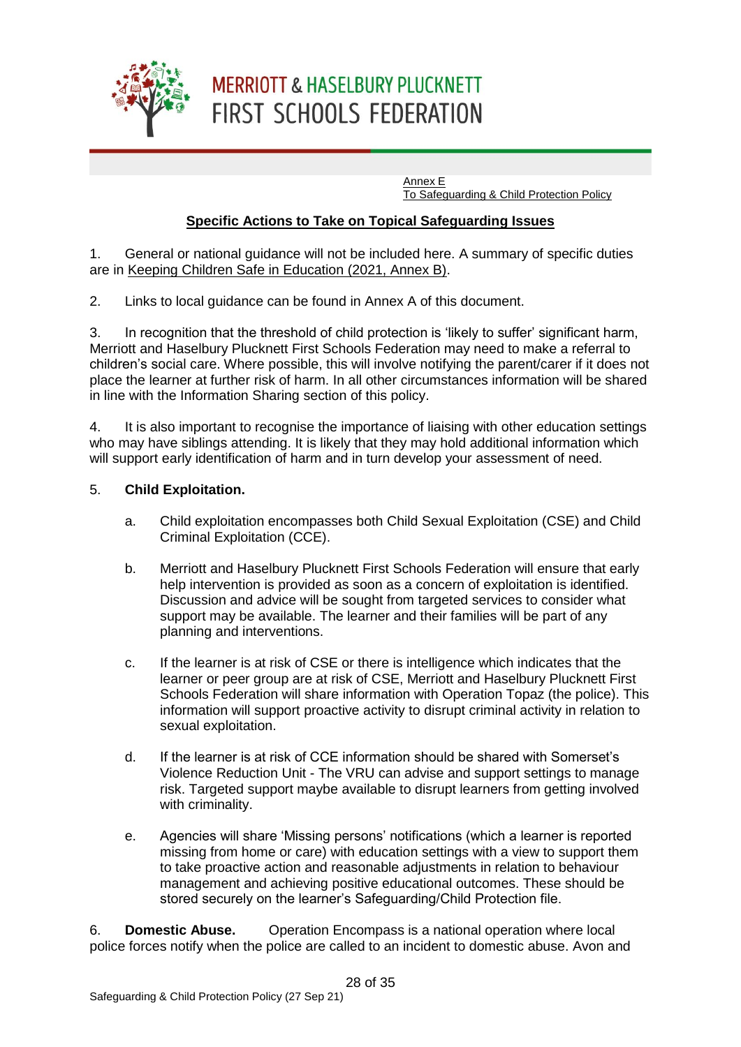Annex E
To Safeguarding & Child Protection Policy

## Specific Actions to Take on Topical Safeguarding Issues

1. General or national guidance will not be included here. A summary of specific duties are in Keeping Children Safe in Education (2021, Annex B).

2. Links to local guidance can be found in Annex A of this document.

3. In recognition that the threshold of child protection is 'likely to suffer' significant harm, Merriott and Haselbury Plucknett First Schools Federation may need to make a referral to children's social care. Where possible, this will involve notifying the parent/carer if it does not place the learner at further risk of harm. In all other circumstances information will be shared in line with the Information Sharing section of this policy.

4. It is also important to recognise the importance of liaising with other education settings who may have siblings attending. It is likely that they may hold additional information which will support early identification of harm and in turn develop your assessment of need.

5. **Child Exploitation.**

   a. Child exploitation encompasses both Child Sexual Exploitation (CSE) and Child Criminal Exploitation (CCE).

   b. Merriott and Haselbury Plucknett First Schools Federation will ensure that early help intervention is provided as soon as a concern of exploitation is identified. Discussion and advice will be sought from targeted services to consider what support may be available. The learner and their families will be part of any planning and interventions.

   c. If the learner is at risk of CSE or there is intelligence which indicates that the learner or peer group are at risk of CSE, Merriott and Haselbury Plucknett First Schools Federation will share information with Operation Topaz (the police). This information will support proactive activity to disrupt criminal activity in relation to sexual exploitation.

   d. If the learner is at risk of CCE information should be shared with Somerset's Violence Reduction Unit - The VRU can advise and support settings to manage risk. Targeted support maybe available to disrupt learners from getting involved with criminality.

   e. Agencies will share 'Missing persons' notifications (which a learner is reported missing from home or care) with education settings with a view to support them to take proactive action and reasonable adjustments in relation to behaviour management and achieving positive educational outcomes. These should be stored securely on the learner's Safeguarding/Child Protection file.

6. **Domestic Abuse.** Operation Encompass is a national operation where local police forces notify when the police are called to an incident to domestic abuse. Avon and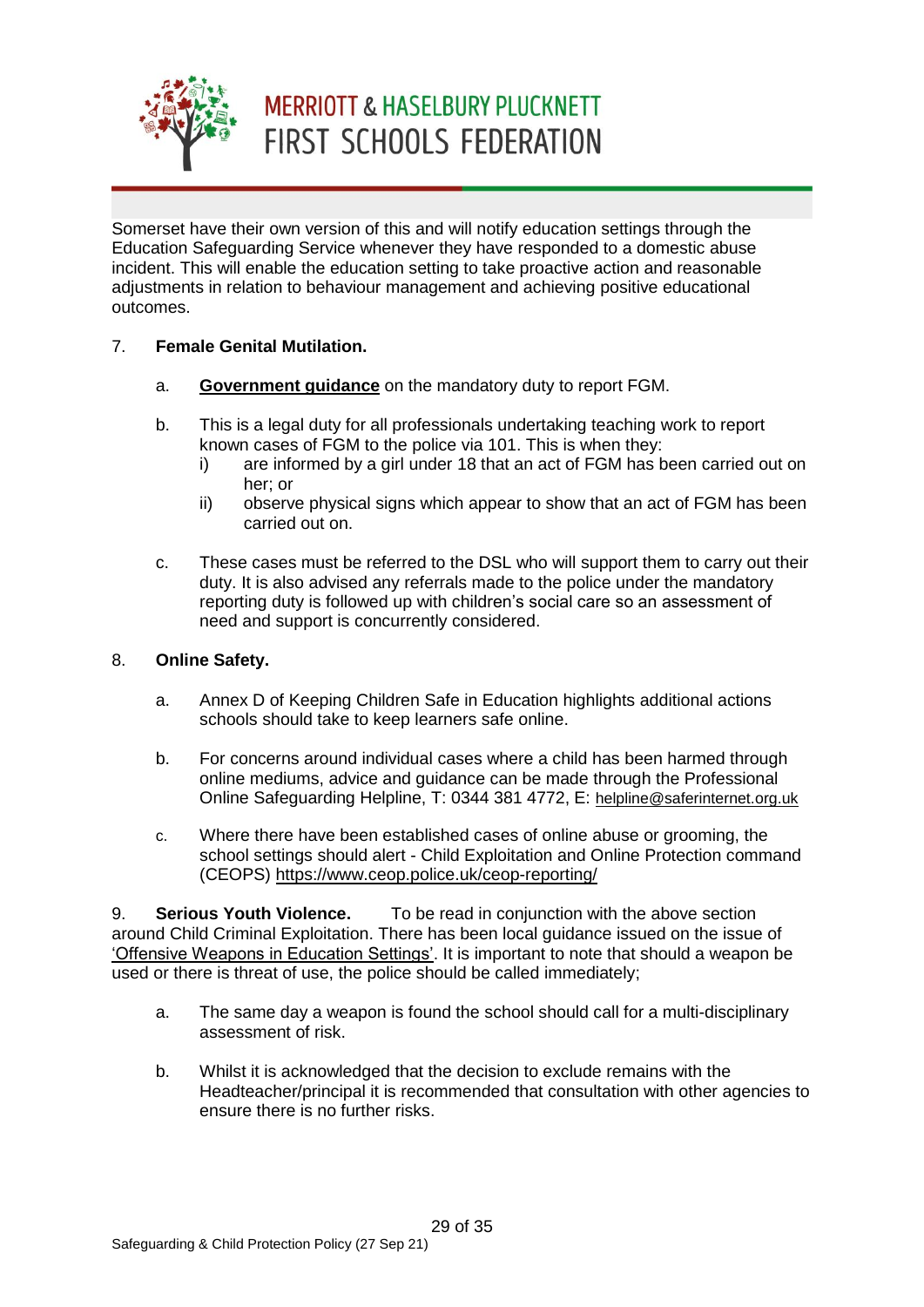Somerset have their own version of this and will notify education settings through the Education Safeguarding Service whenever they have responded to a domestic abuse incident. This will enable the education setting to take proactive action and reasonable adjustments in relation to behaviour management and achieving positive educational outcomes.

7. **Female Genital Mutilation.**

   a. **Government guidance** on the mandatory duty to report FGM.

   b. This is a legal duty for all professionals undertaking teaching work to report known cases of FGM to the police via 101. This is when they:
      i) are informed by a girl under 18 that an act of FGM has been carried out on her; or
      ii) observe physical signs which appear to show that an act of FGM has been carried out on.

   c. These cases must be referred to the DSL who will support them to carry out their duty. It is also advised any referrals made to the police under the mandatory reporting duty is followed up with children's social care so an assessment of need and support is concurrently considered.

8. **Online Safety.**

   a. Annex D of Keeping Children Safe in Education highlights additional actions schools should take to keep learners safe online.

   b. For concerns around individual cases where a child has been harmed through online mediums, advice and guidance can be made through the Professional Online Safeguarding Helpline, T: 0344 381 4772, E: helpline@saferinternet.org.uk

   c. Where there have been established cases of online abuse or grooming, the school settings should alert - Child Exploitation and Online Protection command (CEOPS) https://www.ceop.police.uk/ceop-reporting/

9. **Serious Youth Violence.** To be read in conjunction with the above section around Child Criminal Exploitation. There has been local guidance issued on the issue of 'Offensive Weapons in Education Settings'. It is important to note that should a weapon be used or there is threat of use, the police should be called immediately;

   a. The same day a weapon is found the school should call for a multi-disciplinary assessment of risk.

   b. Whilst it is acknowledged that the decision to exclude remains with the Headteacher/principal it is recommended that consultation with other agencies to ensure there is no further risks.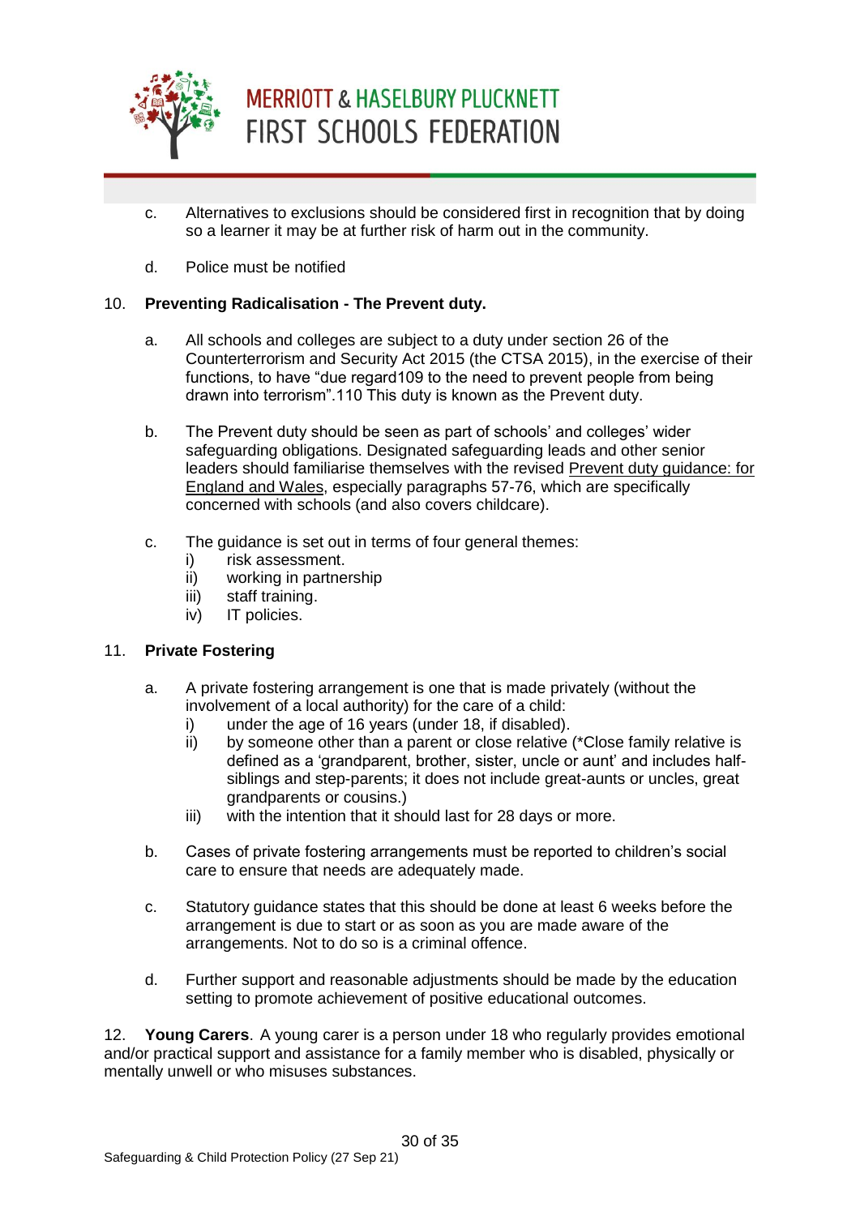c. Alternatives to exclusions should be considered first in recognition that by doing so a learner it may be at further risk of harm out in the community.

d. Police must be notified

10. **Preventing Radicalisation - The Prevent duty.**

a. All schools and colleges are subject to a duty under section 26 of the Counterterrorism and Security Act 2015 (the CTSA 2015), in the exercise of their functions, to have "due regard109 to the need to prevent people from being drawn into terrorism".110 This duty is known as the Prevent duty.

b. The Prevent duty should be seen as part of schools' and colleges' wider safeguarding obligations. Designated safeguarding leads and other senior leaders should familiarise themselves with the revised Prevent duty guidance: for England and Wales, especially paragraphs 57-76, which are specifically concerned with schools (and also covers childcare).

c. The guidance is set out in terms of four general themes:
   i) risk assessment.
   ii) working in partnership
   iii) staff training.
   iv) IT policies.

11. **Private Fostering**

a. A private fostering arrangement is one that is made privately (without the involvement of a local authority) for the care of a child:
   i) under the age of 16 years (under 18, if disabled).
   ii) by someone other than a parent or close relative (*Close family relative is defined as a 'grandparent, brother, sister, uncle or aunt' and includes half-siblings and step-parents; it does not include great-aunts or uncles, great grandparents or cousins.)
   iii) with the intention that it should last for 28 days or more.

b. Cases of private fostering arrangements must be reported to children's social care to ensure that needs are adequately made.

c. Statutory guidance states that this should be done at least 6 weeks before the arrangement is due to start or as soon as you are made aware of the arrangements. Not to do so is a criminal offence.

d. Further support and reasonable adjustments should be made by the education setting to promote achievement of positive educational outcomes.

12. **Young Carers**. A young carer is a person under 18 who regularly provides emotional and/or practical support and assistance for a family member who is disabled, physically or mentally unwell or who misuses substances.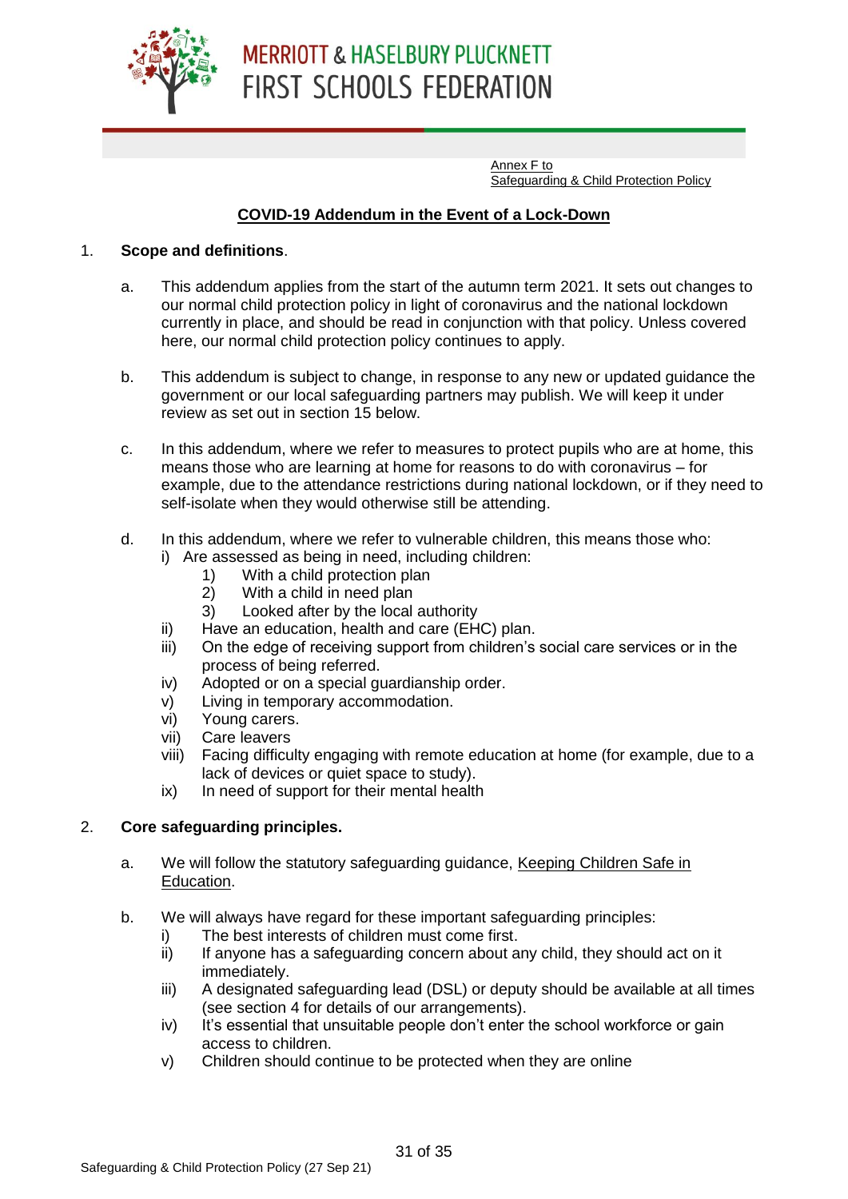MERRIOTT & HASELBURY PLUCKNETT FIRST SCHOOLS FEDERATION

Annex F to
Safeguarding & Child Protection Policy

## COVID-19 Addendum in the Event of a Lock-Down

1. **Scope and definitions**.

   a. This addendum applies from the start of the autumn term 2021. It sets out changes to our normal child protection policy in light of coronavirus and the national lockdown currently in place, and should be read in conjunction with that policy. Unless covered here, our normal child protection policy continues to apply.

   b. This addendum is subject to change, in response to any new or updated guidance the government or our local safeguarding partners may publish. We will keep it under review as set out in section 15 below.

   c. In this addendum, where we refer to measures to protect pupils who are at home, this means those who are learning at home for reasons to do with coronavirus – for example, due to the attendance restrictions during national lockdown, or if they need to self-isolate when they would otherwise still be attending.

   d. In this addendum, where we refer to vulnerable children, this means those who:
      i) Are assessed as being in need, including children:
         1) With a child protection plan
         2) With a child in need plan
         3) Looked after by the local authority
      ii) Have an education, health and care (EHC) plan.
      iii) On the edge of receiving support from children's social care services or in the process of being referred.
      iv) Adopted or on a special guardianship order.
      v) Living in temporary accommodation.
      vi) Young carers.
      vii) Care leavers
      viii) Facing difficulty engaging with remote education at home (for example, due to a lack of devices or quiet space to study).
      ix) In need of support for their mental health

2. **Core safeguarding principles.**

   a. We will follow the statutory safeguarding guidance, Keeping Children Safe in Education.

   b. We will always have regard for these important safeguarding principles:
      i) The best interests of children must come first.
      ii) If anyone has a safeguarding concern about any child, they should act on it immediately.
      iii) A designated safeguarding lead (DSL) or deputy should be available at all times (see section 4 for details of our arrangements).
      iv) It's essential that unsuitable people don't enter the school workforce or gain access to children.
      v) Children should continue to be protected when they are online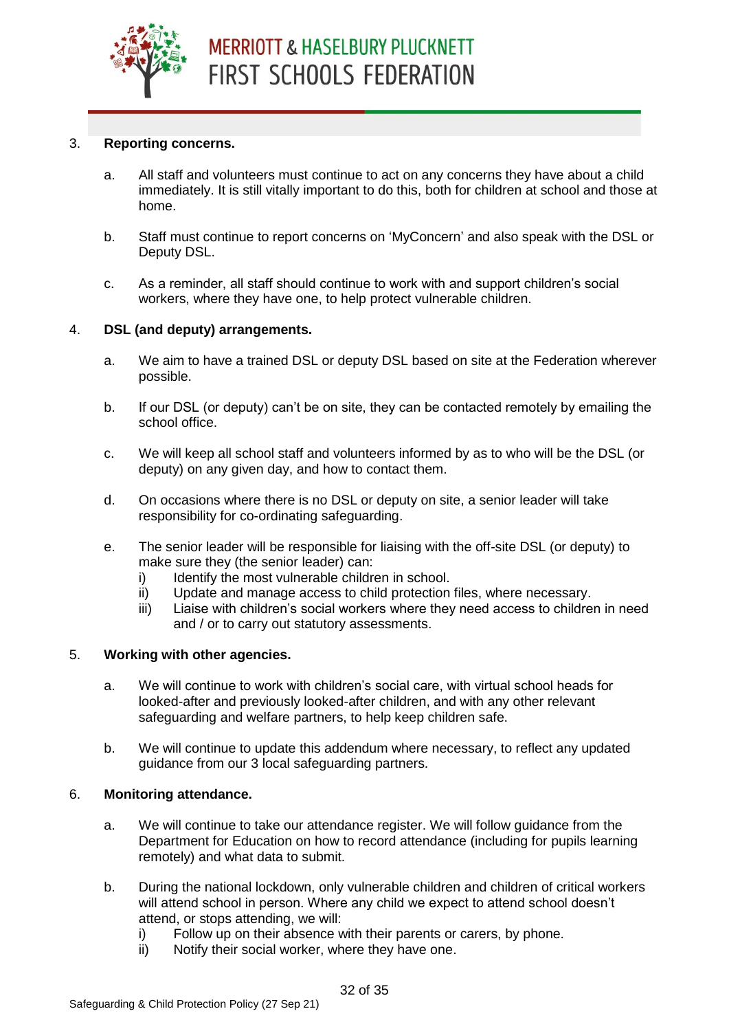3. **Reporting concerns.**

   a. All staff and volunteers must continue to act on any concerns they have about a child immediately. It is still vitally important to do this, both for children at school and those at home.

   b. Staff must continue to report concerns on 'MyConcern' and also speak with the DSL or Deputy DSL.

   c. As a reminder, all staff should continue to work with and support children's social workers, where they have one, to help protect vulnerable children.

4. **DSL (and deputy) arrangements.**

   a. We aim to have a trained DSL or deputy DSL based on site at the Federation wherever possible.

   b. If our DSL (or deputy) can't be on site, they can be contacted remotely by emailing the school office.

   c. We will keep all school staff and volunteers informed by as to who will be the DSL (or deputy) on any given day, and how to contact them.

   d. On occasions where there is no DSL or deputy on site, a senior leader will take responsibility for co-ordinating safeguarding.

   e. The senior leader will be responsible for liaising with the off-site DSL (or deputy) to make sure they (the senior leader) can:
      i) Identify the most vulnerable children in school.
      ii) Update and manage access to child protection files, where necessary.
      iii) Liaise with children's social workers where they need access to children in need and / or to carry out statutory assessments.

5. **Working with other agencies.**

   a. We will continue to work with children's social care, with virtual school heads for looked-after and previously looked-after children, and with any other relevant safeguarding and welfare partners, to help keep children safe.

   b. We will continue to update this addendum where necessary, to reflect any updated guidance from our 3 local safeguarding partners.

6. **Monitoring attendance.**

   a. We will continue to take our attendance register. We will follow guidance from the Department for Education on how to record attendance (including for pupils learning remotely) and what data to submit.

   b. During the national lockdown, only vulnerable children and children of critical workers will attend school in person. Where any child we expect to attend school doesn't attend, or stops attending, we will:
      i) Follow up on their absence with their parents or carers, by phone.
      ii) Notify their social worker, where they have one.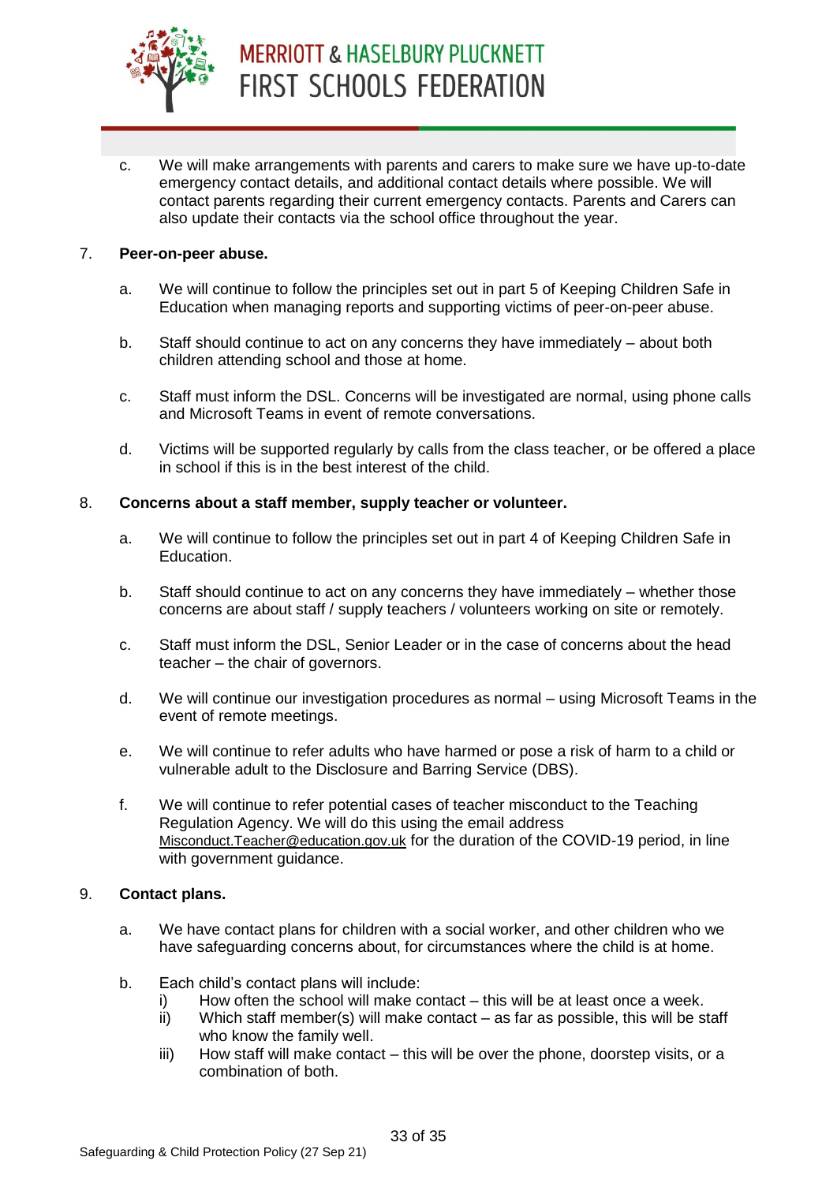c. We will make arrangements with parents and carers to make sure we have up-to-date emergency contact details, and additional contact details where possible. We will contact parents regarding their current emergency contacts. Parents and Carers can also update their contacts via the school office throughout the year.

7. **Peer-on-peer abuse.**

   a. We will continue to follow the principles set out in part 5 of Keeping Children Safe in Education when managing reports and supporting victims of peer-on-peer abuse.

   b. Staff should continue to act on any concerns they have immediately – about both children attending school and those at home.

   c. Staff must inform the DSL. Concerns will be investigated are normal, using phone calls and Microsoft Teams in event of remote conversations.

   d. Victims will be supported regularly by calls from the class teacher, or be offered a place in school if this is in the best interest of the child.

8. **Concerns about a staff member, supply teacher or volunteer.**

   a. We will continue to follow the principles set out in part 4 of Keeping Children Safe in Education.

   b. Staff should continue to act on any concerns they have immediately – whether those concerns are about staff / supply teachers / volunteers working on site or remotely.

   c. Staff must inform the DSL, Senior Leader or in the case of concerns about the head teacher – the chair of governors.

   d. We will continue our investigation procedures as normal – using Microsoft Teams in the event of remote meetings.

   e. We will continue to refer adults who have harmed or pose a risk of harm to a child or vulnerable adult to the Disclosure and Barring Service (DBS).

   f. We will continue to refer potential cases of teacher misconduct to the Teaching Regulation Agency. We will do this using the email address Misconduct.Teacher@education.gov.uk for the duration of the COVID-19 period, in line with government guidance.

9. **Contact plans.**

   a. We have contact plans for children with a social worker, and other children who we have safeguarding concerns about, for circumstances where the child is at home.

   b. Each child's contact plans will include:
      i) How often the school will make contact – this will be at least once a week.
      ii) Which staff member(s) will make contact – as far as possible, this will be staff who know the family well.
      iii) How staff will make contact – this will be over the phone, doorstep visits, or a combination of both.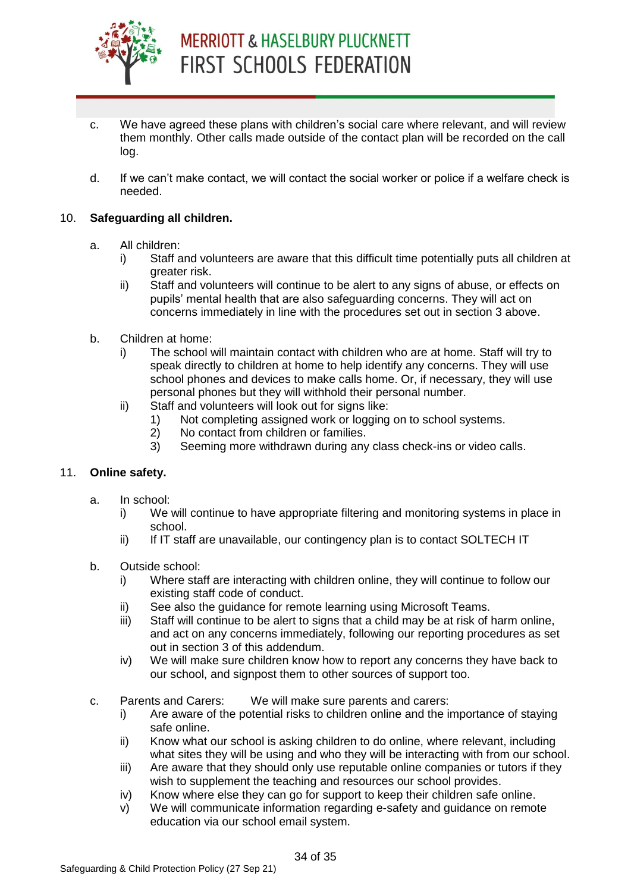c. We have agreed these plans with children's social care where relevant, and will review them monthly. Other calls made outside of the contact plan will be recorded on the call log.

d. If we can't make contact, we will contact the social worker or police if a welfare check is needed.

10. **Safeguarding all children.**

a. All children:
   - i) Staff and volunteers are aware that this difficult time potentially puts all children at greater risk.
   - ii) Staff and volunteers will continue to be alert to any signs of abuse, or effects on pupils' mental health that are also safeguarding concerns. They will act on concerns immediately in line with the procedures set out in section 3 above.

b. Children at home:
   - i) The school will maintain contact with children who are at home. Staff will try to speak directly to children at home to help identify any concerns. They will use school phones and devices to make calls home. Or, if necessary, they will use personal phones but they will withhold their personal number.
   - ii) Staff and volunteers will look out for signs like:
     1) Not completing assigned work or logging on to school systems.
     2) No contact from children or families.
     3) Seeming more withdrawn during any class check-ins or video calls.

11. **Online safety.**

a. In school:
   - i) We will continue to have appropriate filtering and monitoring systems in place in school.
   - ii) If IT staff are unavailable, our contingency plan is to contact SOLTECH IT

b. Outside school:
   - i) Where staff are interacting with children online, they will continue to follow our existing staff code of conduct.
   - ii) See also the guidance for remote learning using Microsoft Teams.
   - iii) Staff will continue to be alert to signs that a child may be at risk of harm online, and act on any concerns immediately, following our reporting procedures as set out in section 3 of this addendum.
   - iv) We will make sure children know how to report any concerns they have back to our school, and signpost them to other sources of support too.

c. Parents and Carers: We will make sure parents and carers:
   - i) Are aware of the potential risks to children online and the importance of staying safe online.
   - ii) Know what our school is asking children to do online, where relevant, including what sites they will be using and who they will be interacting with from our school.
   - iii) Are aware that they should only use reputable online companies or tutors if they wish to supplement the teaching and resources our school provides.
   - iv) Know where else they can go for support to keep their children safe online.
   - v) We will communicate information regarding e-safety and guidance on remote education via our school email system.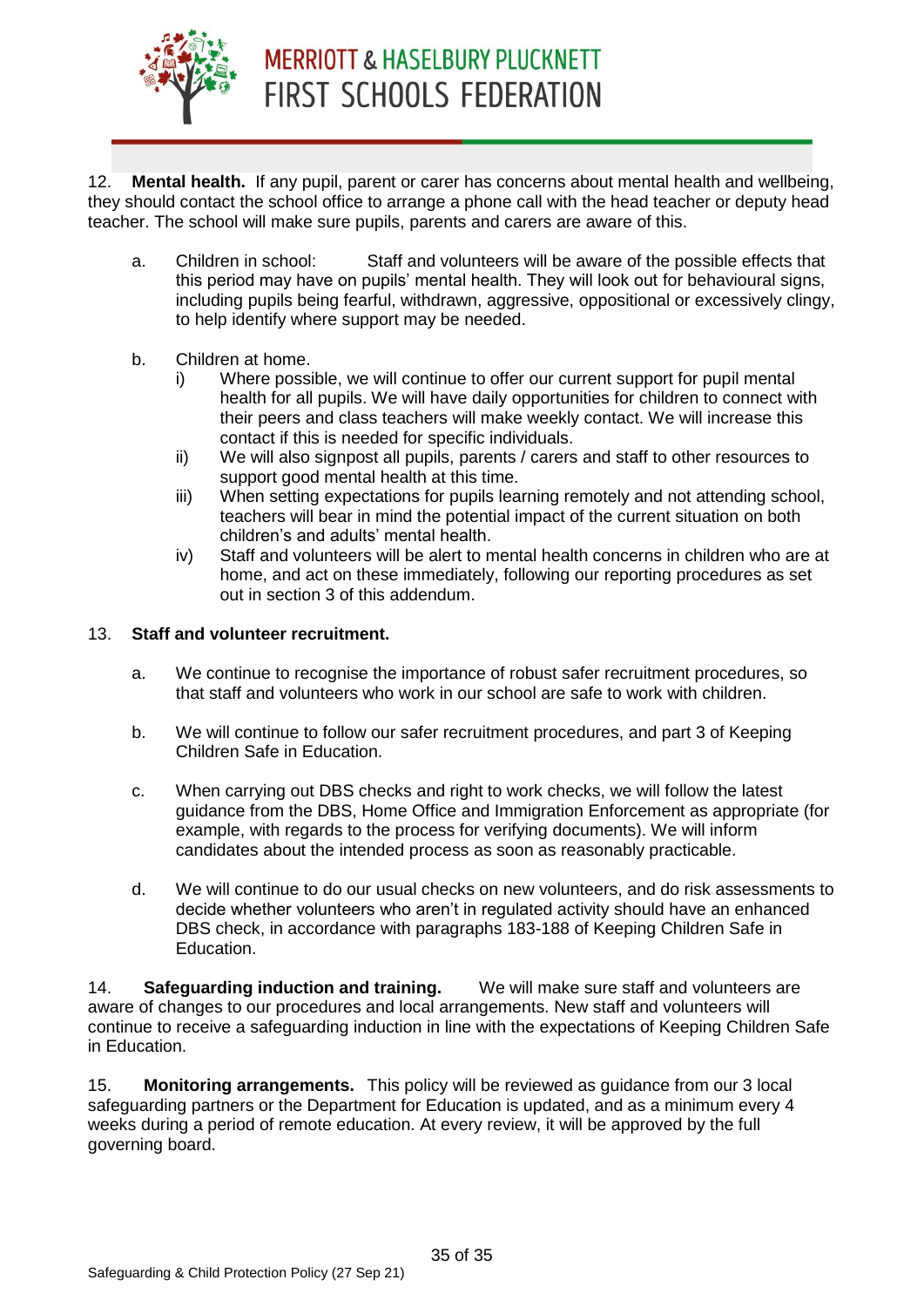12. **Mental health.** If any pupil, parent or carer has concerns about mental health and wellbeing, they should contact the school office to arrange a phone call with the head teacher or deputy head teacher. The school will make sure pupils, parents and carers are aware of this.

a. Children in school: Staff and volunteers will be aware of the possible effects that this period may have on pupils' mental health. They will look out for behavioural signs, including pupils being fearful, withdrawn, aggressive, oppositional or excessively clingy, to help identify where support may be needed.

b. Children at home.

i) Where possible, we will continue to offer our current support for pupil mental health for all pupils. We will have daily opportunities for children to connect with their peers and class teachers will make weekly contact. We will increase this contact if this is needed for specific individuals.

ii) We will also signpost all pupils, parents / carers and staff to other resources to support good mental health at this time.

iii) When setting expectations for pupils learning remotely and not attending school, teachers will bear in mind the potential impact of the current situation on both children's and adults' mental health.

iv) Staff and volunteers will be alert to mental health concerns in children who are at home, and act on these immediately, following our reporting procedures as set out in section 3 of this addendum.

13. **Staff and volunteer recruitment.**

a. We continue to recognise the importance of robust safer recruitment procedures, so that staff and volunteers who work in our school are safe to work with children.

b. We will continue to follow our safer recruitment procedures, and part 3 of Keeping Children Safe in Education.

c. When carrying out DBS checks and right to work checks, we will follow the latest guidance from the DBS, Home Office and Immigration Enforcement as appropriate (for example, with regards to the process for verifying documents). We will inform candidates about the intended process as soon as reasonably practicable.

d. We will continue to do our usual checks on new volunteers, and do risk assessments to decide whether volunteers who aren't in regulated activity should have an enhanced DBS check, in accordance with paragraphs 183-188 of Keeping Children Safe in Education.

14. **Safeguarding induction and training.** We will make sure staff and volunteers are aware of changes to our procedures and local arrangements. New staff and volunteers will continue to receive a safeguarding induction in line with the expectations of Keeping Children Safe in Education.

15. **Monitoring arrangements.** This policy will be reviewed as guidance from our 3 local safeguarding partners or the Department for Education is updated, and as a minimum every 4 weeks during a period of remote education. At every review, it will be approved by the full governing board.